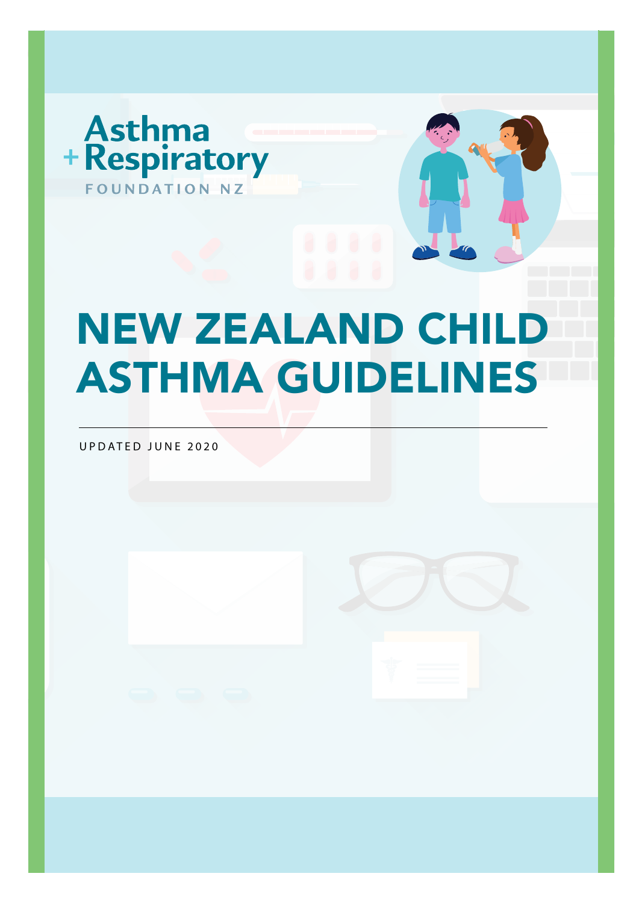Asthma + Respiratory FOUNDATION NZ

# NEW ZEALAND CHILD ASTHMA GUIDELINES

UPDATED JUNE 2020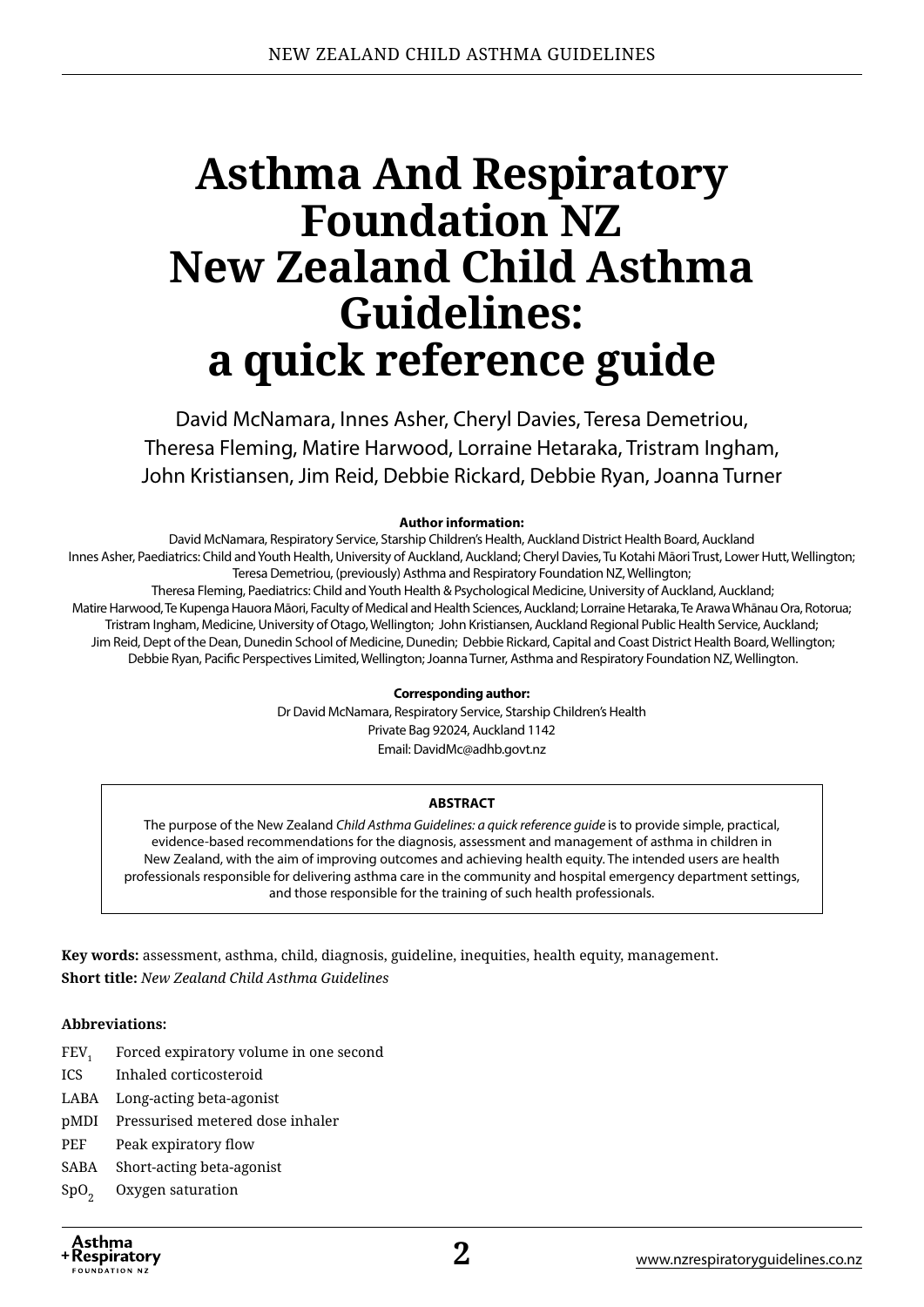# Asthma And Respiratory Foundation NZ New Zealand Child Asthma Guidelines: a quick reference guide

David McNamara, Innes Asher, Cheryl Davies, Teresa Demetriou, Theresa Fleming, Matire Harwood, Lorraine Hetaraka, Tristram Ingham, John Kristiansen, Jim Reid, Debbie Rickard, Debbie Ryan, Joanna Turner

**Author information:**

David McNamara, Respiratory Service, Starship Children's Health, Auckland District Health Board, Auckland
Innes Asher, Paediatrics: Child and Youth Health, University of Auckland, Auckland; Cheryl Davies, Tu Kotahi Māori Trust, Lower Hutt, Wellington; Teresa Demetriou, (previously) Asthma and Respiratory Foundation NZ, Wellington;
Theresa Fleming, Paediatrics: Child and Youth Health & Psychological Medicine, University of Auckland, Auckland;
Matire Harwood, Te Kupenga Hauora Māori, Faculty of Medical and Health Sciences, Auckland; Lorraine Hetaraka, Te Arawa Whānau Ora, Rotorua;
Tristram Ingham, Medicine, University of Otago, Wellington; John Kristiansen, Auckland Regional Public Health Service, Auckland;
Jim Reid, Dept of the Dean, Dunedin School of Medicine, Dunedin; Debbie Rickard, Capital and Coast District Health Board, Wellington;
Debbie Ryan, Pacific Perspectives Limited, Wellington; Joanna Turner, Asthma and Respiratory Foundation NZ, Wellington.

**Corresponding author:**

Dr David McNamara, Respiratory Service, Starship Children's Health
Private Bag 92024, Auckland 1142
Email: DavidMc@adhb.govt.nz

**ABSTRACT**

The purpose of the New Zealand *Child Asthma Guidelines: a quick reference guide* is to provide simple, practical, evidence-based recommendations for the diagnosis, assessment and management of asthma in children in New Zealand, with the aim of improving outcomes and achieving health equity. The intended users are health professionals responsible for delivering asthma care in the community and hospital emergency department settings, and those responsible for the training of such health professionals.

**Key words:** assessment, asthma, child, diagnosis, guideline, inequities, health equity, management.

**Short title:** *New Zealand Child Asthma Guidelines*

**Abbreviations:**

- $FEV_1$ Forced expiratory volume in one second
- ICS Inhaled corticosteroid
- LABA Long-acting beta-agonist
- pMDI Pressurised metered dose inhaler
- PEF Peak expiratory flow
- SABA Short-acting beta-agonist
- $SpO_2$ Oxygen saturation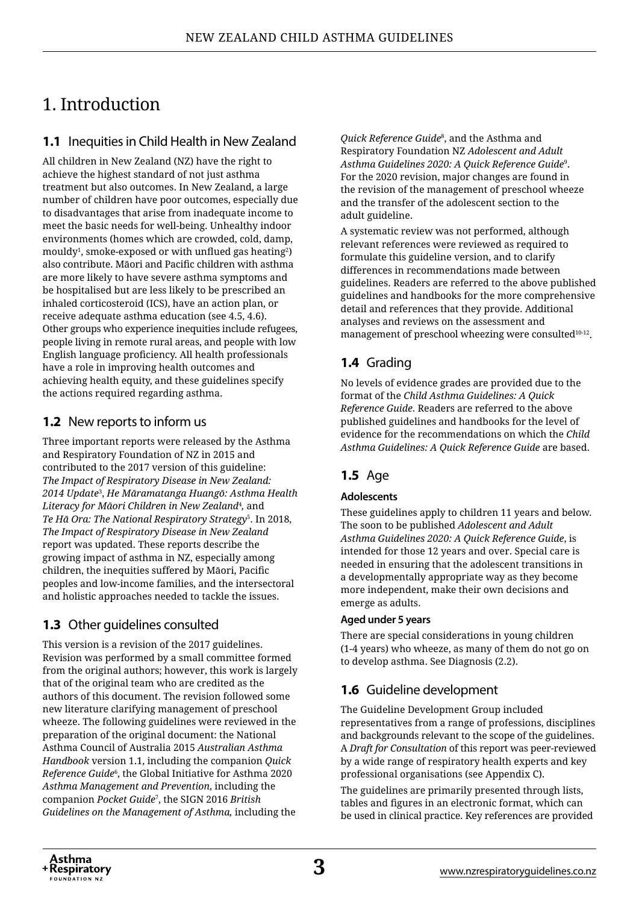# 1. Introduction

## 1.1 Inequities in Child Health in New Zealand

All children in New Zealand (NZ) have the right to achieve the highest standard of not just asthma treatment but also outcomes. In New Zealand, a large number of children have poor outcomes, especially due to disadvantages that arise from inadequate income to meet the basic needs for well-being. Unhealthy indoor environments (homes which are crowded, cold, damp, mouldy[1], smoke-exposed or with unflued gas heating[2]) also contribute. Māori and Pacific children with asthma are more likely to have severe asthma symptoms and be hospitalised but are less likely to be prescribed an inhaled corticosteroid (ICS), have an action plan, or receive adequate asthma education (see 4.5, 4.6). Other groups who experience inequities include refugees, people living in remote rural areas, and people with low English language proficiency. All health professionals have a role in improving health outcomes and achieving health equity, and these guidelines specify the actions required regarding asthma.

## 1.2 New reports to inform us

Three important reports were released by the Asthma and Respiratory Foundation of NZ in 2015 and contributed to the 2017 version of this guideline: *The Impact of Respiratory Disease in New Zealand: 2014 Update*[3], *He Māramatanga Huangō: Asthma Health Literacy for Māori Children in New Zealand*[4], and *Te Hā Ora: The National Respiratory Strategy*[5]. In 2018, *The Impact of Respiratory Disease in New Zealand* report was updated. These reports describe the growing impact of asthma in NZ, especially among children, the inequities suffered by Māori, Pacific peoples and low-income families, and the intersectoral and holistic approaches needed to tackle the issues.

## 1.3 Other guidelines consulted

This version is a revision of the 2017 guidelines. Revision was performed by a small committee formed from the original authors; however, this work is largely that of the original team who are credited as the authors of this document. The revision followed some new literature clarifying management of preschool wheeze. The following guidelines were reviewed in the preparation of the original document: the National Asthma Council of Australia 2015 *Australian Asthma Handbook* version 1.1, including the companion *Quick Reference Guide*[6], the Global Initiative for Asthma 2020 *Asthma Management and Prevention*, including the companion *Pocket Guide*[7], the SIGN 2016 *British Guidelines on the Management of Asthma,* including the *Quick Reference Guide*[8], and the Asthma and Respiratory Foundation NZ *Adolescent and Adult Asthma Guidelines 2020: A Quick Reference Guide*[9]. For the 2020 revision, major changes are found in the revision of the management of preschool wheeze and the transfer of the adolescent section to the adult guideline.

A systematic review was not performed, although relevant references were reviewed as required to formulate this guideline version, and to clarify differences in recommendations made between guidelines. Readers are referred to the above published guidelines and handbooks for the more comprehensive detail and references that they provide. Additional analyses and reviews on the assessment and management of preschool wheezing were consulted[10-12].

## 1.4 Grading

No levels of evidence grades are provided due to the format of the *Child Asthma Guidelines: A Quick Reference Guide*. Readers are referred to the above published guidelines and handbooks for the level of evidence for the recommendations on which the *Child Asthma Guidelines: A Quick Reference Guide* are based.

## 1.5 Age

#### Adolescents

These guidelines apply to children 11 years and below. The soon to be published *Adolescent and Adult Asthma Guidelines 2020: A Quick Reference Guide*, is intended for those 12 years and over. Special care is needed in ensuring that the adolescent transitions in a developmentally appropriate way as they become more independent, make their own decisions and emerge as adults.

#### Aged under 5 years

There are special considerations in young children (1-4 years) who wheeze, as many of them do not go on to develop asthma. See Diagnosis (2.2).

## 1.6 Guideline development

The Guideline Development Group included representatives from a range of professions, disciplines and backgrounds relevant to the scope of the guidelines. A *Draft for Consultation* of this report was peer-reviewed by a wide range of respiratory health experts and key professional organisations (see Appendix C).

The guidelines are primarily presented through lists, tables and figures in an electronic format, which can be used in clinical practice. Key references are provided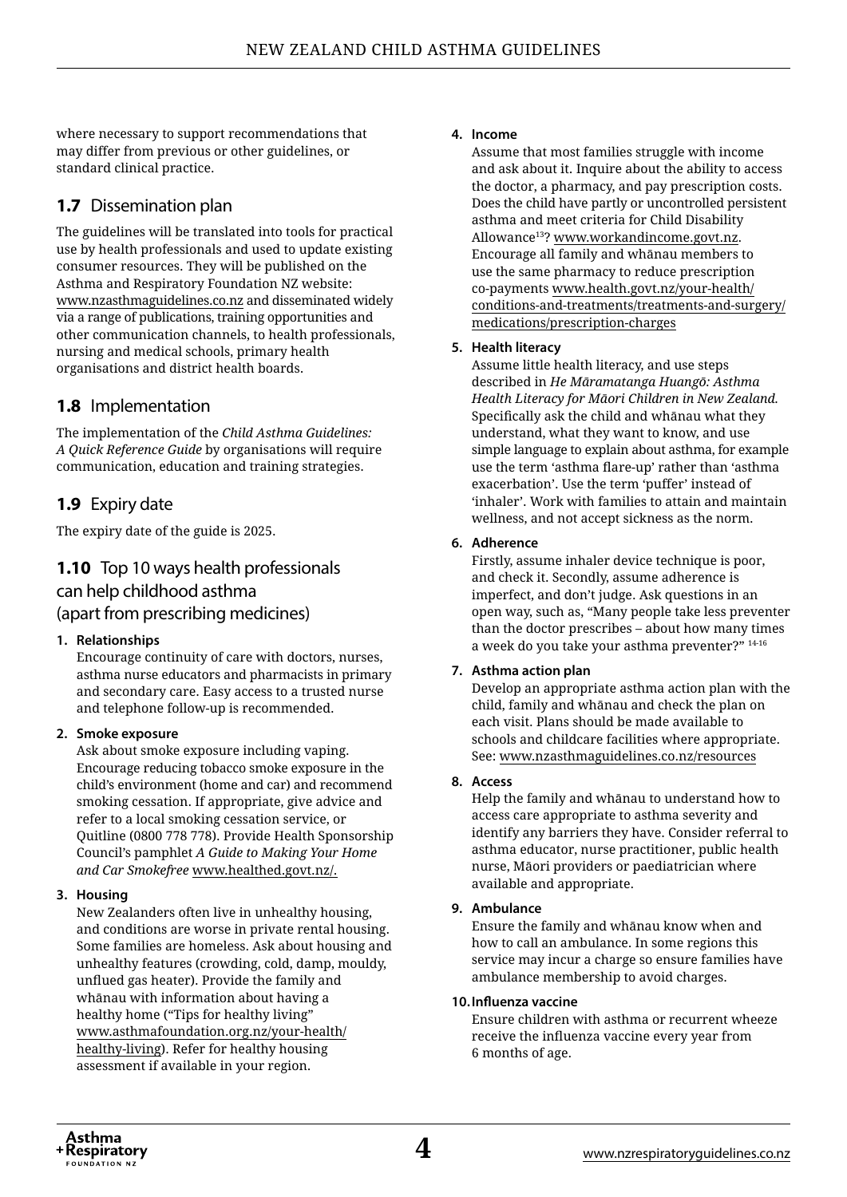where necessary to support recommendations that may differ from previous or other guidelines, or standard clinical practice.

## 1.7 Dissemination plan

The guidelines will be translated into tools for practical use by health professionals and used to update existing consumer resources. They will be published on the Asthma and Respiratory Foundation NZ website: www.nzasthmaguidelines.co.nz and disseminated widely via a range of publications, training opportunities and other communication channels, to health professionals, nursing and medical schools, primary health organisations and district health boards.

## 1.8 Implementation

The implementation of the *Child Asthma Guidelines: A Quick Reference Guide* by organisations will require communication, education and training strategies.

## 1.9 Expiry date

The expiry date of the guide is 2025.

## 1.10 Top 10 ways health professionals can help childhood asthma (apart from prescribing medicines)

1. **Relationships**
   Encourage continuity of care with doctors, nurses, asthma nurse educators and pharmacists in primary and secondary care. Easy access to a trusted nurse and telephone follow-up is recommended.

2. **Smoke exposure**
   Ask about smoke exposure including vaping. Encourage reducing tobacco smoke exposure in the child's environment (home and car) and recommend smoking cessation. If appropriate, give advice and refer to a local smoking cessation service, or Quitline (0800 778 778). Provide Health Sponsorship Council's pamphlet *A Guide to Making Your Home and Car Smokefree* www.healthed.govt.nz/.

3. **Housing**
   New Zealanders often live in unhealthy housing, and conditions are worse in private rental housing. Some families are homeless. Ask about housing and unhealthy features (crowding, cold, damp, mouldy, unflued gas heater). Provide the family and whānau with information about having a healthy home ("Tips for healthy living" www.asthmafoundation.org.nz/your-health/healthy-living). Refer for healthy housing assessment if available in your region.

4. **Income**
   Assume that most families struggle with income and ask about it. Inquire about the ability to access the doctor, a pharmacy, and pay prescription costs. Does the child have partly or uncontrolled persistent asthma and meet criteria for Child Disability Allowance[13]? www.workandincome.govt.nz. Encourage all family and whānau members to use the same pharmacy to reduce prescription co-payments www.health.govt.nz/your-health/conditions-and-treatments/treatments-and-surgery/medications/prescription-charges

5. **Health literacy**
   Assume little health literacy, and use steps described in *He Māramatanga Huangō: Asthma Health Literacy for Māori Children in New Zealand.* Specifically ask the child and whānau what they understand, what they want to know, and use simple language to explain about asthma, for example use the term 'asthma flare-up' rather than 'asthma exacerbation'. Use the term 'puffer' instead of 'inhaler'. Work with families to attain and maintain wellness, and not accept sickness as the norm.

6. **Adherence**
   Firstly, assume inhaler device technique is poor, and check it. Secondly, assume adherence is imperfect, and don't judge. Ask questions in an open way, such as, "Many people take less preventer than the doctor prescribes – about how many times a week do you take your asthma preventer?" [14-16]

7. **Asthma action plan**
   Develop an appropriate asthma action plan with the child, family and whānau and check the plan on each visit. Plans should be made available to schools and childcare facilities where appropriate. See: www.nzasthmaguidelines.co.nz/resources

8. **Access**
   Help the family and whānau to understand how to access care appropriate to asthma severity and identify any barriers they have. Consider referral to asthma educator, nurse practitioner, public health nurse, Māori providers or paediatrician where available and appropriate.

9. **Ambulance**
   Ensure the family and whānau know when and how to call an ambulance. In some regions this service may incur a charge so ensure families have ambulance membership to avoid charges.

10. **Influenza vaccine**
    Ensure children with asthma or recurrent wheeze receive the influenza vaccine every year from 6 months of age.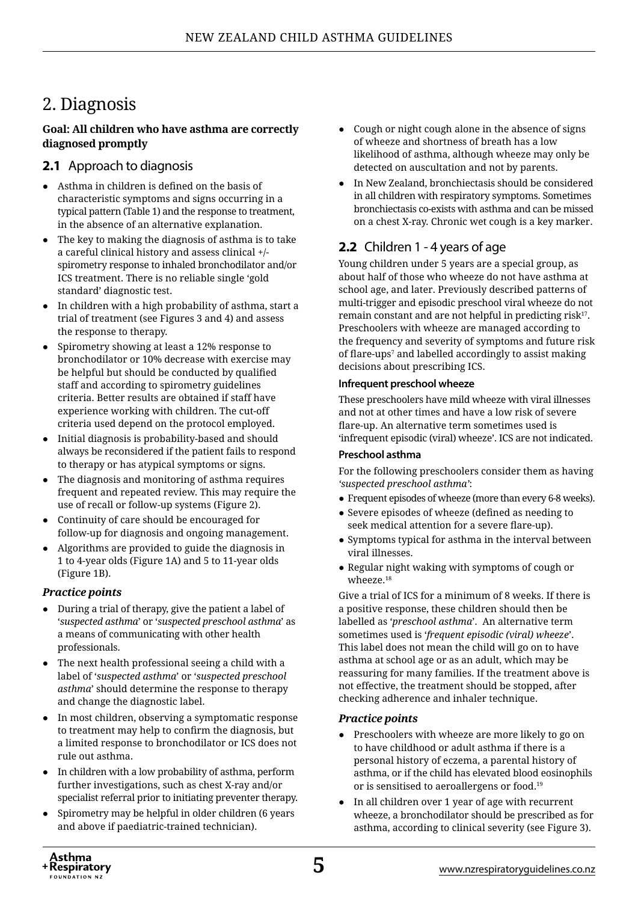# 2. Diagnosis

**Goal: All children who have asthma are correctly diagnosed promptly**

## 2.1 Approach to diagnosis

- Asthma in children is defined on the basis of characteristic symptoms and signs occurring in a typical pattern (Table 1) and the response to treatment, in the absence of an alternative explanation.
- The key to making the diagnosis of asthma is to take a careful clinical history and assess clinical +/- spirometry response to inhaled bronchodilator and/or ICS treatment. There is no reliable single 'gold standard' diagnostic test.
- In children with a high probability of asthma, start a trial of treatment (see Figures 3 and 4) and assess the response to therapy.
- Spirometry showing at least a 12% response to bronchodilator or 10% decrease with exercise may be helpful but should be conducted by qualified staff and according to spirometry guidelines criteria. Better results are obtained if staff have experience working with children. The cut-off criteria used depend on the protocol employed.
- Initial diagnosis is probability-based and should always be reconsidered if the patient fails to respond to therapy or has atypical symptoms or signs.
- The diagnosis and monitoring of asthma requires frequent and repeated review. This may require the use of recall or follow-up systems (Figure 2).
- Continuity of care should be encouraged for follow-up for diagnosis and ongoing management.
- Algorithms are provided to guide the diagnosis in 1 to 4-year olds (Figure 1A) and 5 to 11-year olds (Figure 1B).

### *Practice points*

- During a trial of therapy, give the patient a label of '*suspected asthma*' or '*suspected preschool asthma*' as a means of communicating with other health professionals.
- The next health professional seeing a child with a label of '*suspected asthma*' or '*suspected preschool asthma*' should determine the response to therapy and change the diagnostic label.
- In most children, observing a symptomatic response to treatment may help to confirm the diagnosis, but a limited response to bronchodilator or ICS does not rule out asthma.
- In children with a low probability of asthma, perform further investigations, such as chest X-ray and/or specialist referral prior to initiating preventer therapy.
- Spirometry may be helpful in older children (6 years and above if paediatric-trained technician).
- Cough or night cough alone in the absence of signs of wheeze and shortness of breath has a low likelihood of asthma, although wheeze may only be detected on auscultation and not by parents.
- In New Zealand, bronchiectasis should be considered in all children with respiratory symptoms. Sometimes bronchiectasis co-exists with asthma and can be missed on a chest X-ray. Chronic wet cough is a key marker.

## 2.2 Children 1 - 4 years of age

Young children under 5 years are a special group, as about half of those who wheeze do not have asthma at school age, and later. Previously described patterns of multi-trigger and episodic preschool viral wheeze do not remain constant and are not helpful in predicting risk[17]. Preschoolers with wheeze are managed according to the frequency and severity of symptoms and future risk of flare-ups[7] and labelled accordingly to assist making decisions about prescribing ICS.

#### Infrequent preschool wheeze

These preschoolers have mild wheeze with viral illnesses and not at other times and have a low risk of severe flare-up. An alternative term sometimes used is 'infrequent episodic (viral) wheeze'. ICS are not indicated.

#### Preschool asthma

For the following preschoolers consider them as having *'suspected preschool asthma'*:

- Frequent episodes of wheeze (more than every 6-8 weeks).
- Severe episodes of wheeze (defined as needing to seek medical attention for a severe flare-up).
- Symptoms typical for asthma in the interval between viral illnesses.
- Regular night waking with symptoms of cough or wheeze.[18]

Give a trial of ICS for a minimum of 8 weeks. If there is a positive response, these children should then be labelled as '*preschool asthma*'. An alternative term sometimes used is *'frequent episodic (viral) wheeze'*. This label does not mean the child will go on to have asthma at school age or as an adult, which may be reassuring for many families. If the treatment above is not effective, the treatment should be stopped, after checking adherence and inhaler technique.

### *Practice points*

- Preschoolers with wheeze are more likely to go on to have childhood or adult asthma if there is a personal history of eczema, a parental history of asthma, or if the child has elevated blood eosinophils or is sensitised to aeroallergens or food.[19]
- In all children over 1 year of age with recurrent wheeze, a bronchodilator should be prescribed as for asthma, according to clinical severity (see Figure 3).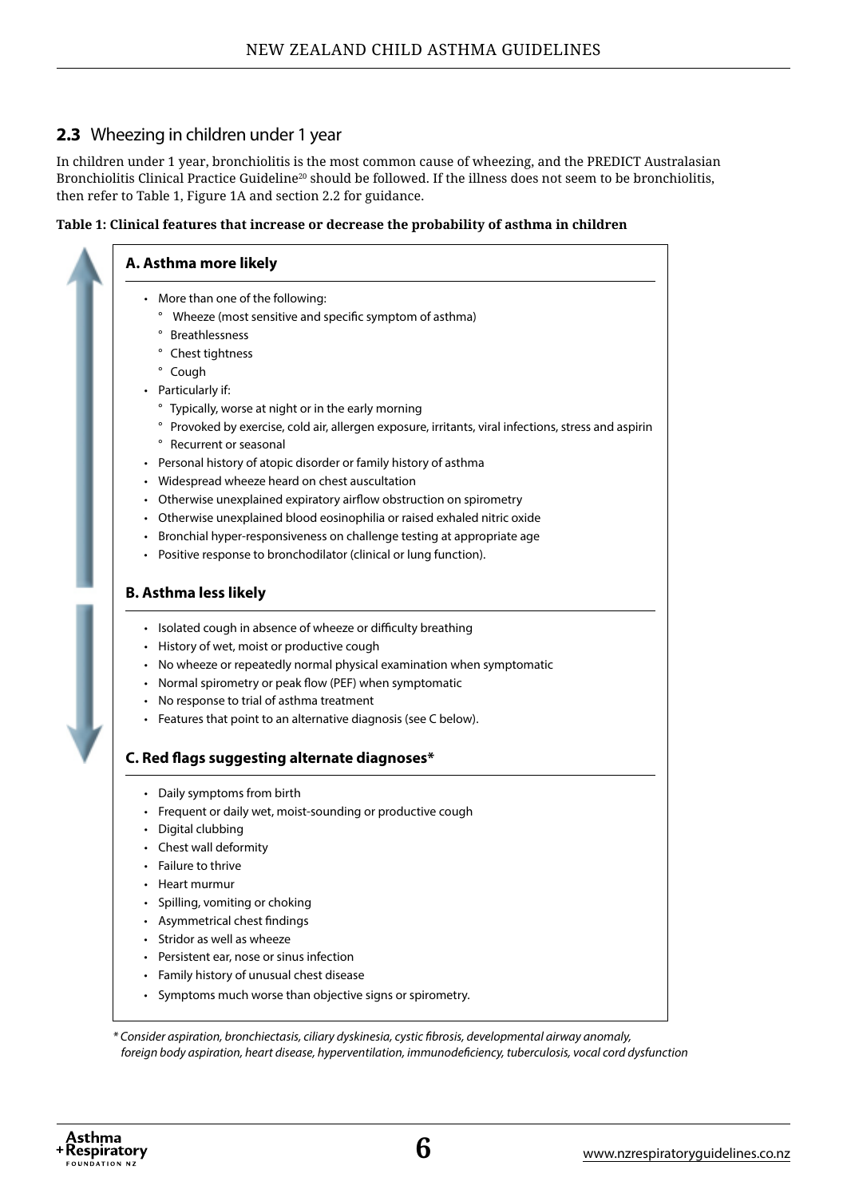## 2.3 Wheezing in children under 1 year

In children under 1 year, bronchiolitis is the most common cause of wheezing, and the PREDICT Australasian Bronchiolitis Clinical Practice Guideline[20] should be followed. If the illness does not seem to be bronchiolitis, then refer to Table 1, Figure 1A and section 2.2 for guidance.

**Table 1: Clinical features that increase or decrease the probability of asthma in children**

### A. Asthma more likely

- More than one of the following:
  - Wheeze (most sensitive and specific symptom of asthma)
  - Breathlessness
  - Chest tightness
  - Cough
- Particularly if:
  - Typically, worse at night or in the early morning
  - Provoked by exercise, cold air, allergen exposure, irritants, viral infections, stress and aspirin
  - Recurrent or seasonal
- Personal history of atopic disorder or family history of asthma
- Widespread wheeze heard on chest auscultation
- Otherwise unexplained expiratory airflow obstruction on spirometry
- Otherwise unexplained blood eosinophilia or raised exhaled nitric oxide
- Bronchial hyper-responsiveness on challenge testing at appropriate age
- Positive response to bronchodilator (clinical or lung function).

### B. Asthma less likely

- Isolated cough in absence of wheeze or difficulty breathing
- History of wet, moist or productive cough
- No wheeze or repeatedly normal physical examination when symptomatic
- Normal spirometry or peak flow (PEF) when symptomatic
- No response to trial of asthma treatment
- Features that point to an alternative diagnosis (see C below).

### C. Red flags suggesting alternate diagnoses*

- Daily symptoms from birth
- Frequent or daily wet, moist-sounding or productive cough
- Digital clubbing
- Chest wall deformity
- Failure to thrive
- Heart murmur
- Spilling, vomiting or choking
- Asymmetrical chest findings
- Stridor as well as wheeze
- Persistent ear, nose or sinus infection
- Family history of unusual chest disease
- Symptoms much worse than objective signs or spirometry.

*\* Consider aspiration, bronchiectasis, ciliary dyskinesia, cystic fibrosis, developmental airway anomaly, foreign body aspiration, heart disease, hyperventilation, immunodeficiency, tuberculosis, vocal cord dysfunction*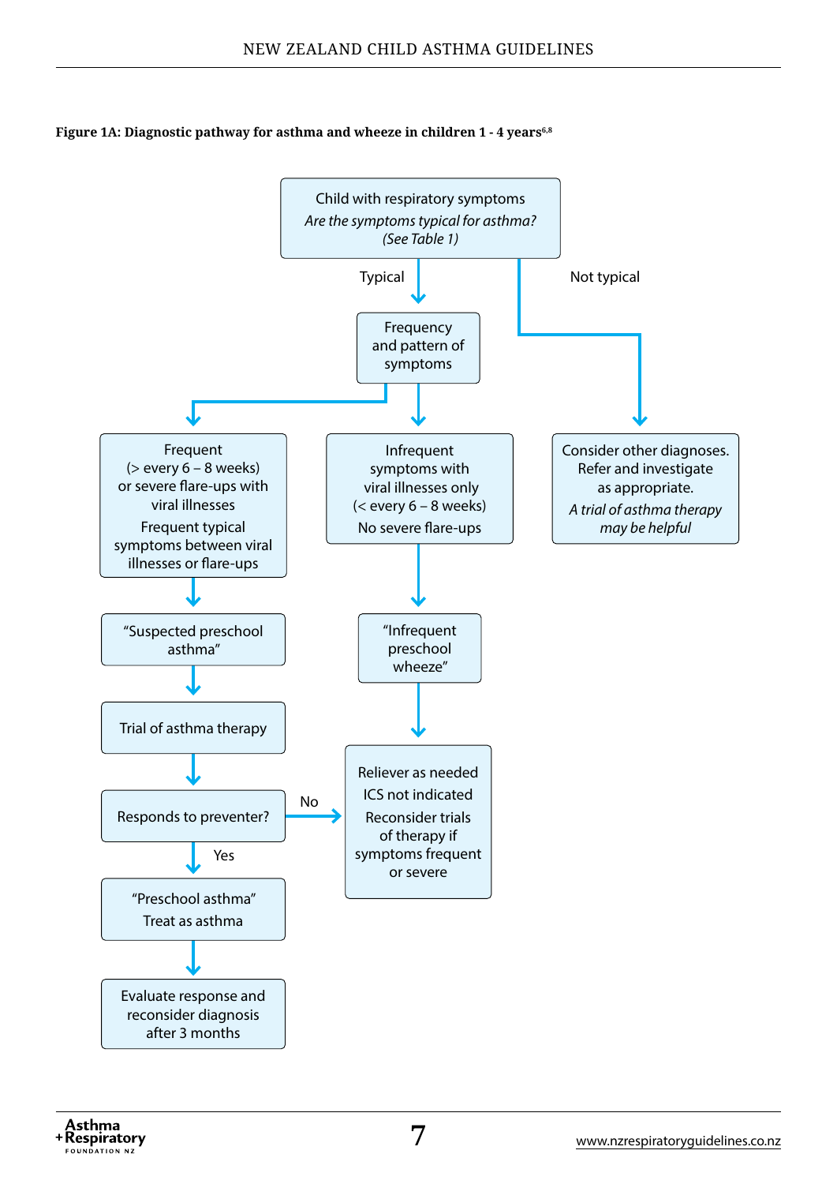**Figure 1A: Diagnostic pathway for asthma and wheeze in children 1 - 4 years**[6,8]

Child with respiratory symptoms

*Are the symptoms typical for asthma? (See Table 1)*

- **Typical** → Frequency and pattern of symptoms
  - Frequent (> every 6 – 8 weeks) or severe flare-ups with viral illnesses. Frequent typical symptoms between viral illnesses or flare-ups
    → "Suspected preschool asthma"
    → Trial of asthma therapy
    → Responds to preventer?
    - **Yes** → "Preschool asthma" Treat as asthma → Evaluate response and reconsider diagnosis after 3 months
    - **No** → Reliever as needed. ICS not indicated. Reconsider trials of therapy if symptoms frequent or severe
  - Infrequent symptoms with viral illnesses only (< every 6 – 8 weeks). No severe flare-ups
    → "Infrequent preschool wheeze"
    → Reliever as needed. ICS not indicated. Reconsider trials of therapy if symptoms frequent or severe
- **Not typical** → Consider other diagnoses. Refer and investigate as appropriate. *A trial of asthma therapy may be helpful*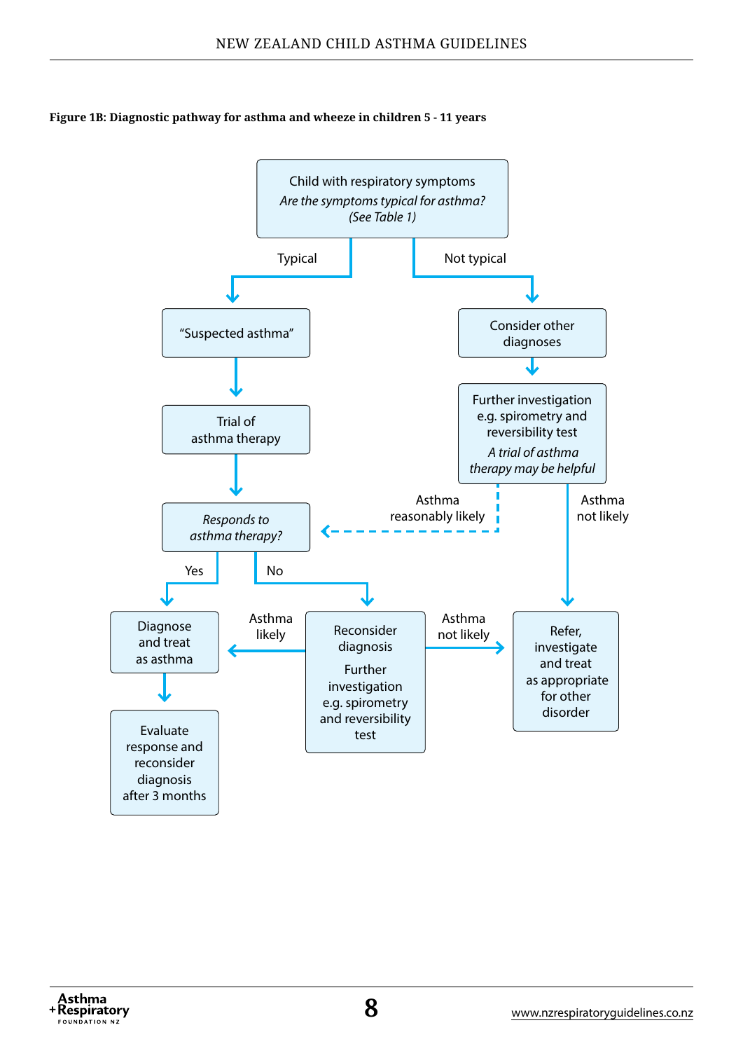**Figure 1B: Diagnostic pathway for asthma and wheeze in children 5 - 11 years**

Child with respiratory symptoms
*Are the symptoms typical for asthma?*
*(See Table 1)*

- **Typical** → "Suspected asthma" → Trial of asthma therapy → *Responds to asthma therapy?*
  - **Yes** → Diagnose and treat as asthma → Evaluate response and reconsider diagnosis after 3 months
  - **No** → Reconsider diagnosis. Further investigation e.g. spirometry and reversibility test
    - **Asthma likely** → Diagnose and treat as asthma
    - **Asthma not likely** → Refer, investigate and treat as appropriate for other disorder
- **Not typical** → Consider other diagnoses → Further investigation e.g. spirometry and reversibility test. *A trial of asthma therapy may be helpful*
  - **Asthma reasonably likely** → *Responds to asthma therapy?*
  - **Asthma not likely** → Refer, investigate and treat as appropriate for other disorder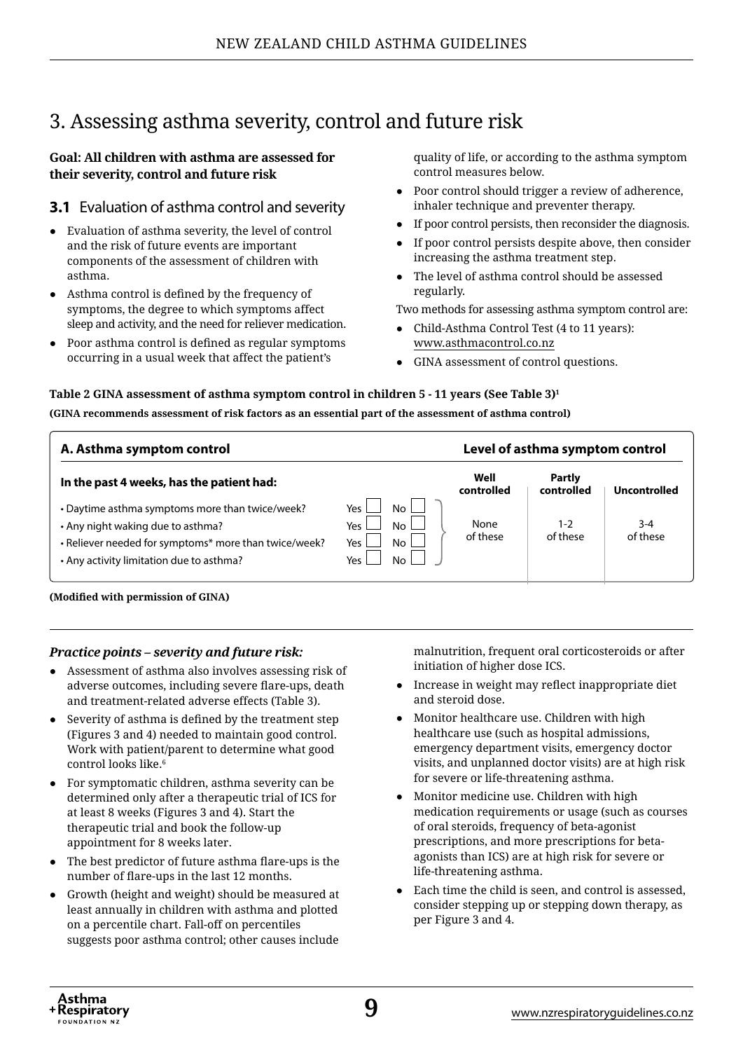// NEW ZEALAND CHILD ASTHMA GUIDELINES is a running header - omit.

# 3. Assessing asthma severity, control and future risk

**Goal: All children with asthma are assessed for their severity, control and future risk**

## 3.1 Evaluation of asthma control and severity

- Evaluation of asthma severity, the level of control and the risk of future events are important components of the assessment of children with asthma.
- Asthma control is defined by the frequency of symptoms, the degree to which symptoms affect sleep and activity, and the need for reliever medication.
- Poor asthma control is defined as regular symptoms occurring in a usual week that affect the patient's quality of life, or according to the asthma symptom control measures below.
- Poor control should trigger a review of adherence, inhaler technique and preventer therapy.
- If poor control persists, then reconsider the diagnosis.
- If poor control persists despite above, then consider increasing the asthma treatment step.
- The level of asthma control should be assessed regularly.

Two methods for assessing asthma symptom control are:

- Child-Asthma Control Test (4 to 11 years): www.asthmacontrol.co.nz
- GINA assessment of control questions.

**Table 2 GINA assessment of asthma symptom control in children 5 - 11 years (See Table 3)[1]**

**(GINA recommends assessment of risk factors as an essential part of the assessment of asthma control)**

| A. Asthma symptom control | | | Level of asthma symptom control | | |
|---|---|---|---|---|---|
| **In the past 4 weeks, has the patient had:** | | | **Well controlled** | **Partly controlled** | **Uncontrolled** |
| • Daytime asthma symptoms more than twice/week? | Yes ☐ | No ☐ | None of these | 1-2 of these | 3-4 of these |
| • Any night waking due to asthma? | Yes ☐ | No ☐ | | | |
| • Reliever needed for symptoms* more than twice/week? | Yes ☐ | No ☐ | | | |
| • Any activity limitation due to asthma? | Yes ☐ | No ☐ | | | |

**(Modified with permission of GINA)**

***Practice points – severity and future risk:***

- Assessment of asthma also involves assessing risk of adverse outcomes, including severe flare-ups, death and treatment-related adverse effects (Table 3).
- Severity of asthma is defined by the treatment step (Figures 3 and 4) needed to maintain good control. Work with patient/parent to determine what good control looks like.[6]
- For symptomatic children, asthma severity can be determined only after a therapeutic trial of ICS for at least 8 weeks (Figures 3 and 4). Start the therapeutic trial and book the follow-up appointment for 8 weeks later.
- The best predictor of future asthma flare-ups is the number of flare-ups in the last 12 months.
- Growth (height and weight) should be measured at least annually in children with asthma and plotted on a percentile chart. Fall-off on percentiles suggests poor asthma control; other causes include malnutrition, frequent oral corticosteroids or after initiation of higher dose ICS.
- Increase in weight may reflect inappropriate diet and steroid dose.
- Monitor healthcare use. Children with high healthcare use (such as hospital admissions, emergency department visits, emergency doctor visits, and unplanned doctor visits) are at high risk for severe or life-threatening asthma.
- Monitor medicine use. Children with high medication requirements or usage (such as courses of oral steroids, frequency of beta-agonist prescriptions, and more prescriptions for beta-agonists than ICS) are at high risk for severe or life-threatening asthma.
- Each time the child is seen, and control is assessed, consider stepping up or stepping down therapy, as per Figure 3 and 4.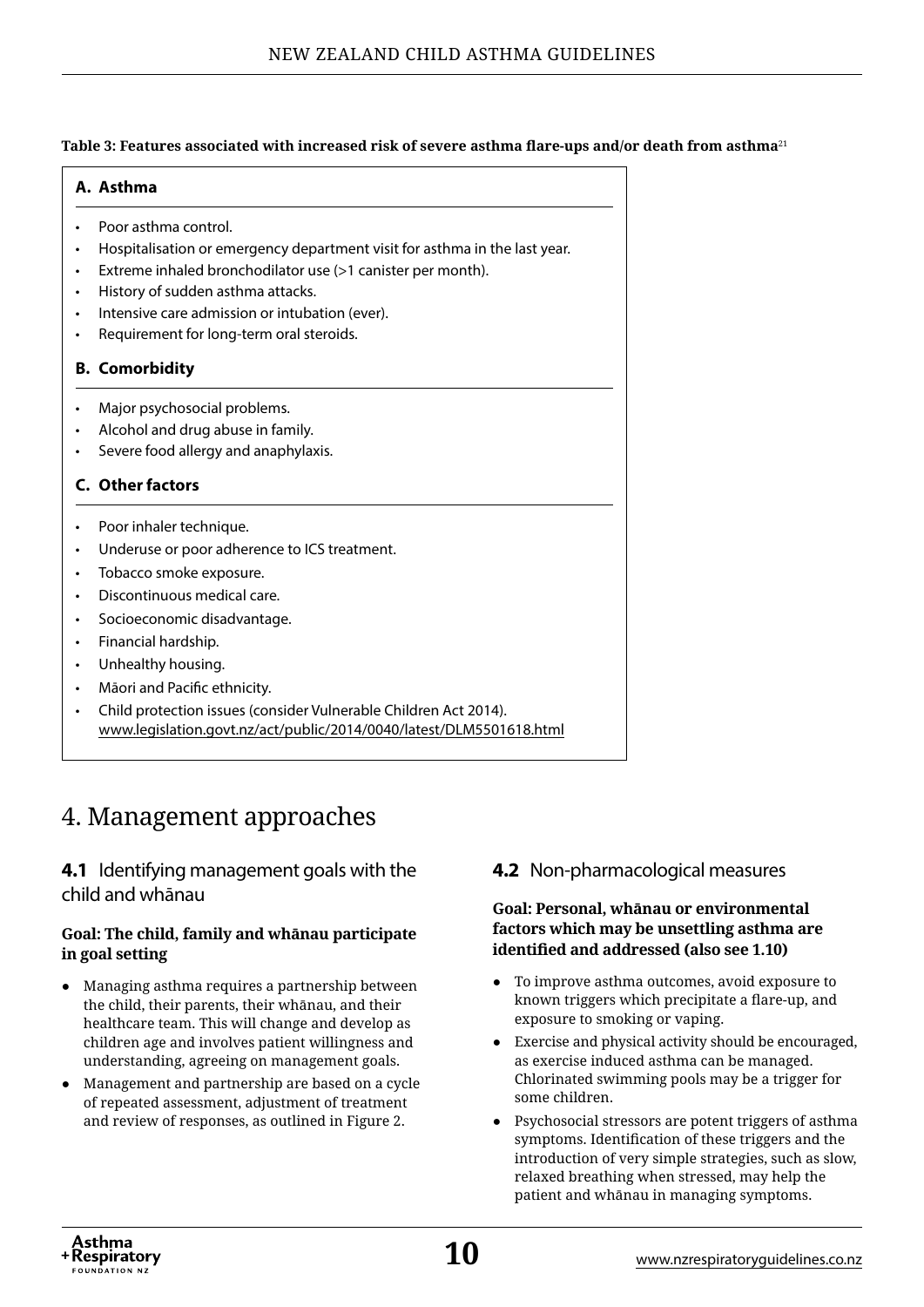**Table 3: Features associated with increased risk of severe asthma flare-ups and/or death from asthma**[21]

**A. Asthma**

- Poor asthma control.
- Hospitalisation or emergency department visit for asthma in the last year.
- Extreme inhaled bronchodilator use (>1 canister per month).
- History of sudden asthma attacks.
- Intensive care admission or intubation (ever).
- Requirement for long-term oral steroids.

**B. Comorbidity**

- Major psychosocial problems.
- Alcohol and drug abuse in family.
- Severe food allergy and anaphylaxis.

**C. Other factors**

- Poor inhaler technique.
- Underuse or poor adherence to ICS treatment.
- Tobacco smoke exposure.
- Discontinuous medical care.
- Socioeconomic disadvantage.
- Financial hardship.
- Unhealthy housing.
- Māori and Pacific ethnicity.
- Child protection issues (consider Vulnerable Children Act 2014). www.legislation.govt.nz/act/public/2014/0040/latest/DLM5501618.html

# 4. Management approaches

## 4.1 Identifying management goals with the child and whānau

**Goal: The child, family and whānau participate in goal setting**

- Managing asthma requires a partnership between the child, their parents, their whānau, and their healthcare team. This will change and develop as children age and involves patient willingness and understanding, agreeing on management goals.
- Management and partnership are based on a cycle of repeated assessment, adjustment of treatment and review of responses, as outlined in Figure 2.

## 4.2 Non-pharmacological measures

**Goal: Personal, whānau or environmental factors which may be unsettling asthma are identified and addressed (also see 1.10)**

- To improve asthma outcomes, avoid exposure to known triggers which precipitate a flare-up, and exposure to smoking or vaping.
- Exercise and physical activity should be encouraged, as exercise induced asthma can be managed. Chlorinated swimming pools may be a trigger for some children.
- Psychosocial stressors are potent triggers of asthma symptoms. Identification of these triggers and the introduction of very simple strategies, such as slow, relaxed breathing when stressed, may help the patient and whānau in managing symptoms.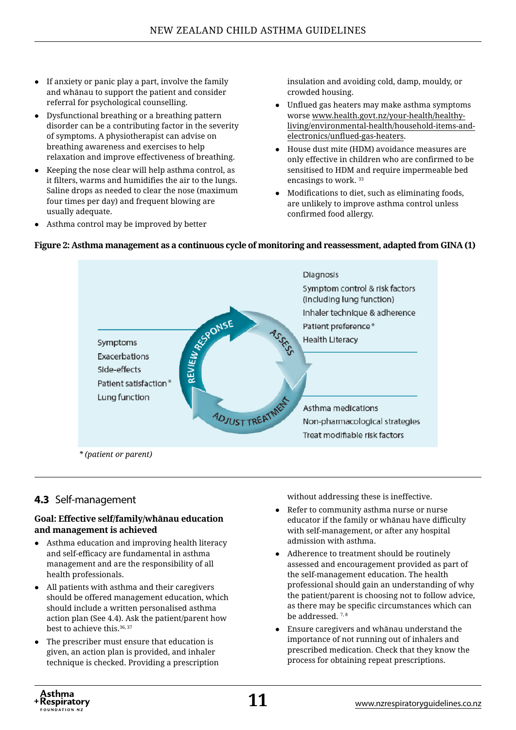- If anxiety or panic play a part, involve the family and whānau to support the patient and consider referral for psychological counselling.
- Dysfunctional breathing or a breathing pattern disorder can be a contributing factor in the severity of symptoms. A physiotherapist can advise on breathing awareness and exercises to help relaxation and improve effectiveness of breathing.
- Keeping the nose clear will help asthma control, as it filters, warms and humidifies the air to the lungs. Saline drops as needed to clear the nose (maximum four times per day) and frequent blowing are usually adequate.
- Asthma control may be improved by better insulation and avoiding cold, damp, mouldy, or crowded housing.
- Unflued gas heaters may make asthma symptoms worse www.health.govt.nz/your-health/healthy-living/environmental-health/household-items-and-electronics/unflued-gas-heaters.
- House dust mite (HDM) avoidance measures are only effective in children who are confirmed to be sensitised to HDM and require impermeable bed encasings to work.[33]
- Modifications to diet, such as eliminating foods, are unlikely to improve asthma control unless confirmed food allergy.

**Figure 2: Asthma management as a continuous cycle of monitoring and reassessment, adapted from GINA (1)**

**ASSESS**
- Diagnosis
- Symptom control & risk factors (including lung function)
- Inhaler technique & adherence
- Patient preference*
- Health Literacy

**ADJUST TREATMENT**
- Asthma medications
- Non-pharmacological strategies
- Treat modifiable risk factors

**REVIEW RESPONSE**
- Symptoms
- Exacerbations
- Side-effects
- Patient satisfaction*
- Lung function

*\* (patient or parent)*

## 4.3 Self-management

**Goal: Effective self/family/whānau education and management is achieved**

- Asthma education and improving health literacy and self-efficacy are fundamental in asthma management and are the responsibility of all health professionals.
- All patients with asthma and their caregivers should be offered management education, which should include a written personalised asthma action plan (See 4.4). Ask the patient/parent how best to achieve this.[36, 37]
- The prescriber must ensure that education is given, an action plan is provided, and inhaler technique is checked. Providing a prescription without addressing these is ineffective.
- Refer to community asthma nurse or nurse educator if the family or whānau have difficulty with self-management, or after any hospital admission with asthma.
- Adherence to treatment should be routinely assessed and encouragement provided as part of the self-management education. The health professional should gain an understanding of why the patient/parent is choosing not to follow advice, as there may be specific circumstances which can be addressed.[7, 8]
- Ensure caregivers and whānau understand the importance of not running out of inhalers and prescribed medication. Check that they know the process for obtaining repeat prescriptions.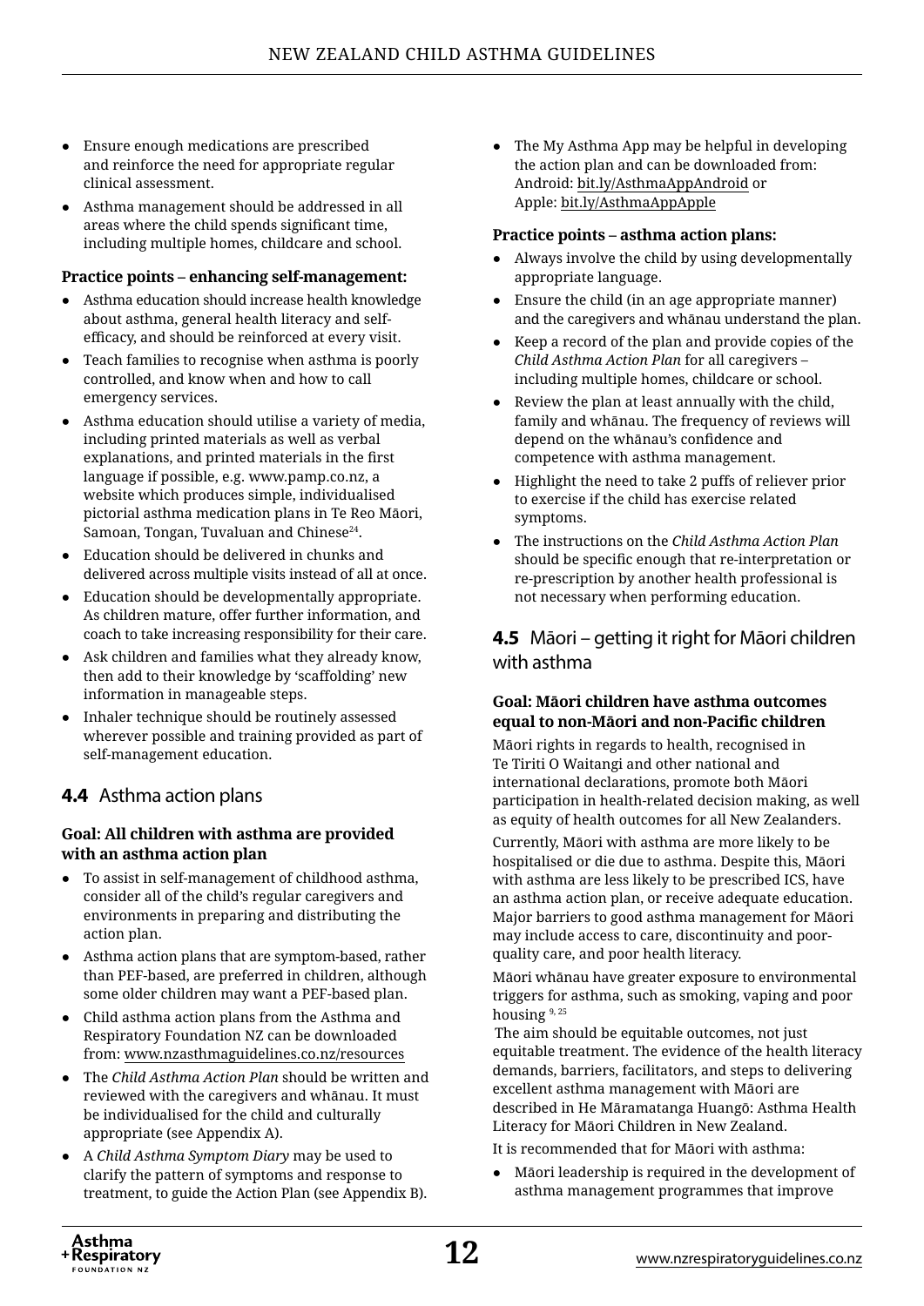- Ensure enough medications are prescribed and reinforce the need for appropriate regular clinical assessment.
- Asthma management should be addressed in all areas where the child spends significant time, including multiple homes, childcare and school.

**Practice points – enhancing self-management:**

- Asthma education should increase health knowledge about asthma, general health literacy and self-efficacy, and should be reinforced at every visit.
- Teach families to recognise when asthma is poorly controlled, and know when and how to call emergency services.
- Asthma education should utilise a variety of media, including printed materials as well as verbal explanations, and printed materials in the first language if possible, e.g. www.pamp.co.nz, a website which produces simple, individualised pictorial asthma medication plans in Te Reo Māori, Samoan, Tongan, Tuvaluan and Chinese[24].
- Education should be delivered in chunks and delivered across multiple visits instead of all at once.
- Education should be developmentally appropriate. As children mature, offer further information, and coach to take increasing responsibility for their care.
- Ask children and families what they already know, then add to their knowledge by 'scaffolding' new information in manageable steps.
- Inhaler technique should be routinely assessed wherever possible and training provided as part of self-management education.

## 4.4 Asthma action plans

**Goal: All children with asthma are provided with an asthma action plan**

- To assist in self-management of childhood asthma, consider all of the child's regular caregivers and environments in preparing and distributing the action plan.
- Asthma action plans that are symptom-based, rather than PEF-based, are preferred in children, although some older children may want a PEF-based plan.
- Child asthma action plans from the Asthma and Respiratory Foundation NZ can be downloaded from: www.nzasthmaguidelines.co.nz/resources
- The *Child Asthma Action Plan* should be written and reviewed with the caregivers and whānau. It must be individualised for the child and culturally appropriate (see Appendix A).
- A *Child Asthma Symptom Diary* may be used to clarify the pattern of symptoms and response to treatment, to guide the Action Plan (see Appendix B).
- The My Asthma App may be helpful in developing the action plan and can be downloaded from: Android: bit.ly/AsthmaAppAndroid or Apple: bit.ly/AsthmaAppApple

**Practice points – asthma action plans:**

- Always involve the child by using developmentally appropriate language.
- Ensure the child (in an age appropriate manner) and the caregivers and whānau understand the plan.
- Keep a record of the plan and provide copies of the *Child Asthma Action Plan* for all caregivers – including multiple homes, childcare or school.
- Review the plan at least annually with the child, family and whānau. The frequency of reviews will depend on the whānau's confidence and competence with asthma management.
- Highlight the need to take 2 puffs of reliever prior to exercise if the child has exercise related symptoms.
- The instructions on the *Child Asthma Action Plan* should be specific enough that re-interpretation or re-prescription by another health professional is not necessary when performing education.

## 4.5 Māori – getting it right for Māori children with asthma

**Goal: Māori children have asthma outcomes equal to non-Māori and non-Pacific children**

Māori rights in regards to health, recognised in Te Tiriti O Waitangi and other national and international declarations, promote both Māori participation in health-related decision making, as well as equity of health outcomes for all New Zealanders.

Currently, Māori with asthma are more likely to be hospitalised or die due to asthma. Despite this, Māori with asthma are less likely to be prescribed ICS, have an asthma action plan, or receive adequate education. Major barriers to good asthma management for Māori may include access to care, discontinuity and poor-quality care, and poor health literacy.

Māori whānau have greater exposure to environmental triggers for asthma, such as smoking, vaping and poor housing [9, 25]

The aim should be equitable outcomes, not just equitable treatment. The evidence of the health literacy demands, barriers, facilitators, and steps to delivering excellent asthma management with Māori are described in He Māramatanga Huangō: Asthma Health Literacy for Māori Children in New Zealand.

It is recommended that for Māori with asthma:

- Māori leadership is required in the development of asthma management programmes that improve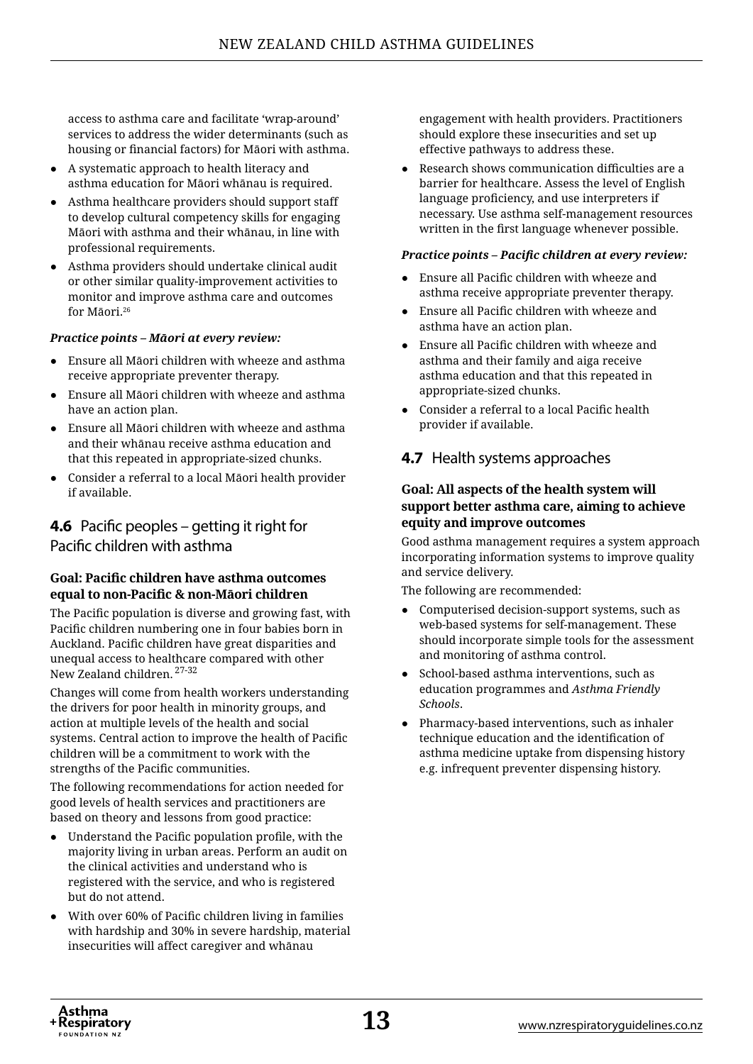access to asthma care and facilitate 'wrap-around' services to address the wider determinants (such as housing or financial factors) for Māori with asthma.

- A systematic approach to health literacy and asthma education for Māori whānau is required.
- Asthma healthcare providers should support staff to develop cultural competency skills for engaging Māori with asthma and their whānau, in line with professional requirements.
- Asthma providers should undertake clinical audit or other similar quality-improvement activities to monitor and improve asthma care and outcomes for Māori.[26]

***Practice points – Māori at every review:***

- Ensure all Māori children with wheeze and asthma receive appropriate preventer therapy.
- Ensure all Māori children with wheeze and asthma have an action plan.
- Ensure all Māori children with wheeze and asthma and their whānau receive asthma education and that this repeated in appropriate-sized chunks.
- Consider a referral to a local Māori health provider if available.

## 4.6 Pacific peoples – getting it right for Pacific children with asthma

**Goal: Pacific children have asthma outcomes equal to non-Pacific & non-Māori children**

The Pacific population is diverse and growing fast, with Pacific children numbering one in four babies born in Auckland. Pacific children have great disparities and unequal access to healthcare compared with other New Zealand children.[27-32]

Changes will come from health workers understanding the drivers for poor health in minority groups, and action at multiple levels of the health and social systems. Central action to improve the health of Pacific children will be a commitment to work with the strengths of the Pacific communities.

The following recommendations for action needed for good levels of health services and practitioners are based on theory and lessons from good practice:

- Understand the Pacific population profile, with the majority living in urban areas. Perform an audit on the clinical activities and understand who is registered with the service, and who is registered but do not attend.
- With over 60% of Pacific children living in families with hardship and 30% in severe hardship, material insecurities will affect caregiver and whānau engagement with health providers. Practitioners should explore these insecurities and set up effective pathways to address these.
- Research shows communication difficulties are a barrier for healthcare. Assess the level of English language proficiency, and use interpreters if necessary. Use asthma self-management resources written in the first language whenever possible.

***Practice points – Pacific children at every review:***

- Ensure all Pacific children with wheeze and asthma receive appropriate preventer therapy.
- Ensure all Pacific children with wheeze and asthma have an action plan.
- Ensure all Pacific children with wheeze and asthma and their family and aiga receive asthma education and that this repeated in appropriate-sized chunks.
- Consider a referral to a local Pacific health provider if available.

## 4.7 Health systems approaches

**Goal: All aspects of the health system will support better asthma care, aiming to achieve equity and improve outcomes**

Good asthma management requires a system approach incorporating information systems to improve quality and service delivery.

The following are recommended:

- Computerised decision-support systems, such as web-based systems for self-management. These should incorporate simple tools for the assessment and monitoring of asthma control.
- School-based asthma interventions, such as education programmes and *Asthma Friendly Schools*.
- Pharmacy-based interventions, such as inhaler technique education and the identification of asthma medicine uptake from dispensing history e.g. infrequent preventer dispensing history.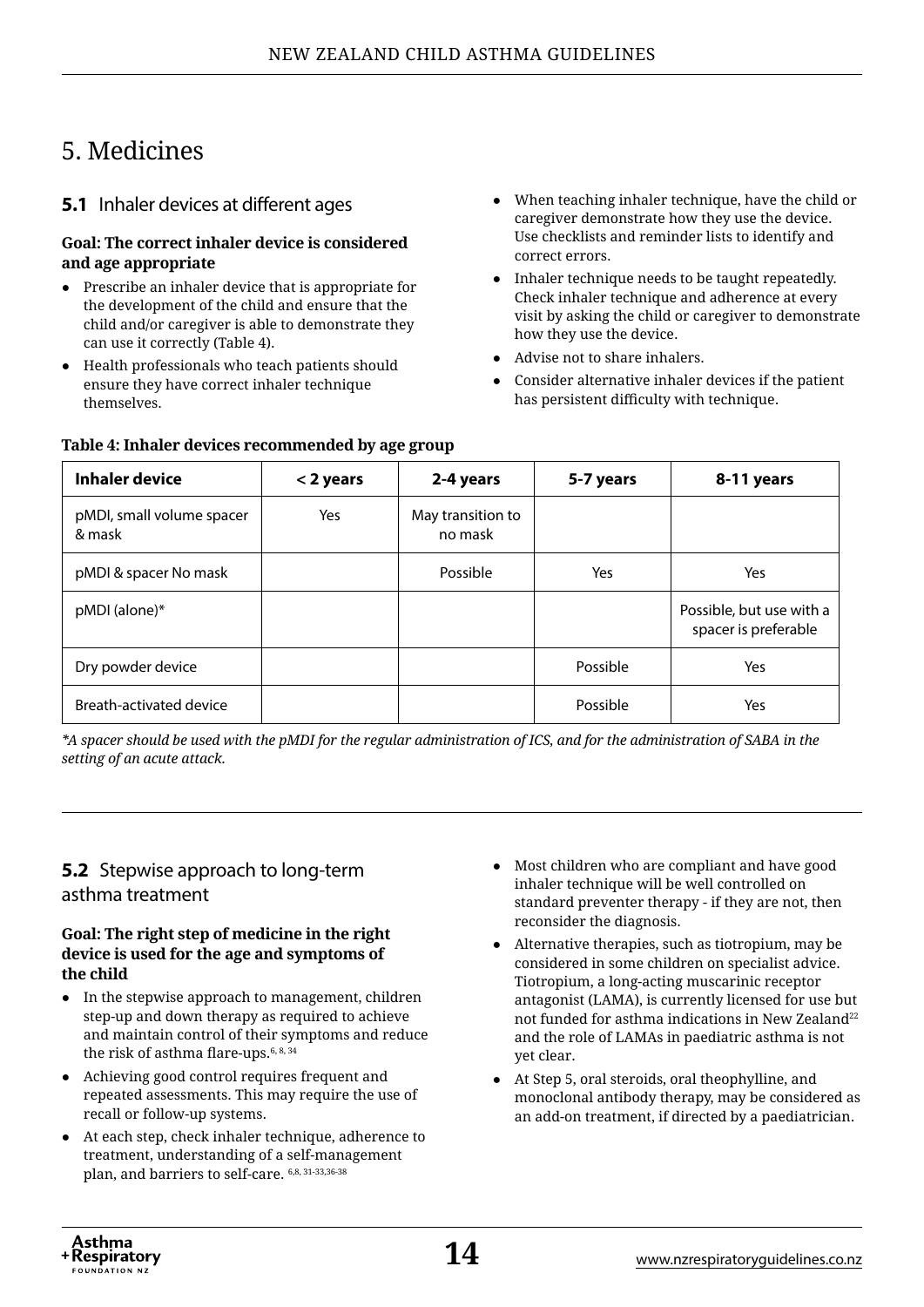# 5. Medicines

## 5.1 Inhaler devices at different ages

**Goal: The correct inhaler device is considered and age appropriate**

- Prescribe an inhaler device that is appropriate for the development of the child and ensure that the child and/or caregiver is able to demonstrate they can use it correctly (Table 4).
- Health professionals who teach patients should ensure they have correct inhaler technique themselves.
- When teaching inhaler technique, have the child or caregiver demonstrate how they use the device. Use checklists and reminder lists to identify and correct errors.
- Inhaler technique needs to be taught repeatedly. Check inhaler technique and adherence at every visit by asking the child or caregiver to demonstrate how they use the device.
- Advise not to share inhalers.
- Consider alternative inhaler devices if the patient has persistent difficulty with technique.

**Table 4: Inhaler devices recommended by age group**

| Inhaler device | < 2 years | 2-4 years | 5-7 years | 8-11 years |
|---|---|---|---|---|
| pMDI, small volume spacer & mask | Yes | May transition to no mask | | |
| pMDI & spacer No mask | | Possible | Yes | Yes |
| pMDI (alone)* | | | | Possible, but use with a spacer is preferable |
| Dry powder device | | | Possible | Yes |
| Breath-activated device | | | Possible | Yes |

*\*A spacer should be used with the pMDI for the regular administration of ICS, and for the administration of SABA in the setting of an acute attack.*

## 5.2 Stepwise approach to long-term asthma treatment

**Goal: The right step of medicine in the right device is used for the age and symptoms of the child**

- In the stepwise approach to management, children step-up and down therapy as required to achieve and maintain control of their symptoms and reduce the risk of asthma flare-ups.[6, 8, 34]
- Achieving good control requires frequent and repeated assessments. This may require the use of recall or follow-up systems.
- At each step, check inhaler technique, adherence to treatment, understanding of a self-management plan, and barriers to self-care.[6,8, 31-33,36-38]
- Most children who are compliant and have good inhaler technique will be well controlled on standard preventer therapy - if they are not, then reconsider the diagnosis.
- Alternative therapies, such as tiotropium, may be considered in some children on specialist advice. Tiotropium, a long-acting muscarinic receptor antagonist (LAMA), is currently licensed for use but not funded for asthma indications in New Zealand[22] and the role of LAMAs in paediatric asthma is not yet clear.
- At Step 5, oral steroids, oral theophylline, and monoclonal antibody therapy, may be considered as an add-on treatment, if directed by a paediatrician.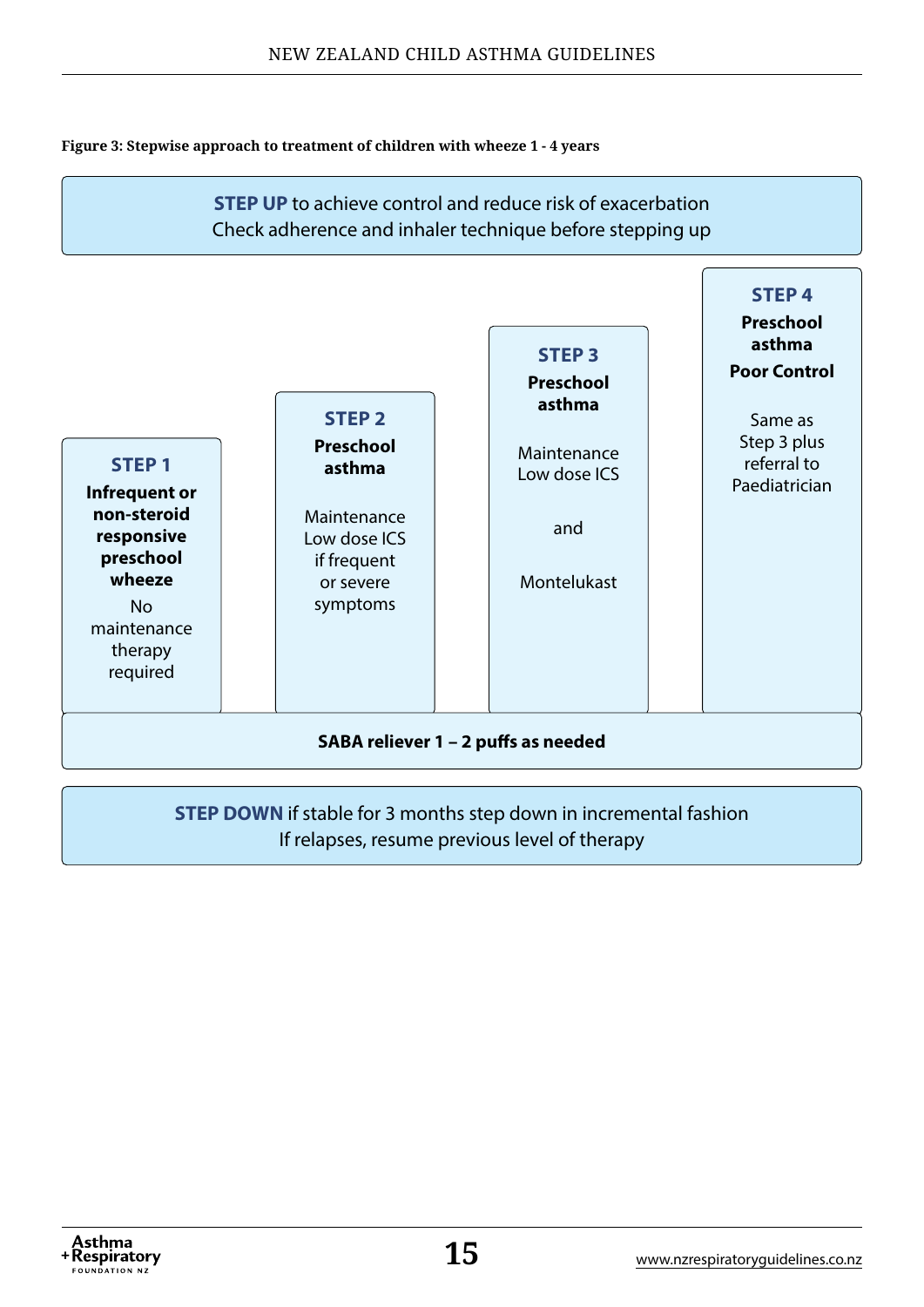**Figure 3: Stepwise approach to treatment of children with wheeze 1 - 4 years**

**STEP UP** to achieve control and reduce risk of exacerbation
Check adherence and inhaler technique before stepping up

| STEP 1 | STEP 2 | STEP 3 | STEP 4 |
| --- | --- | --- | --- |
| **Infrequent or non-steroid responsive preschool wheeze** | **Preschool asthma** | **Preschool asthma** | **Preschool asthma Poor Control** |
| No maintenance therapy required | Maintenance Low dose ICS if frequent or severe symptoms | Maintenance Low dose ICS and Montelukast | Same as Step 3 plus referral to Paediatrician |

**SABA reliever 1 – 2 puffs as needed**

**STEP DOWN** if stable for 3 months step down in incremental fashion
If relapses, resume previous level of therapy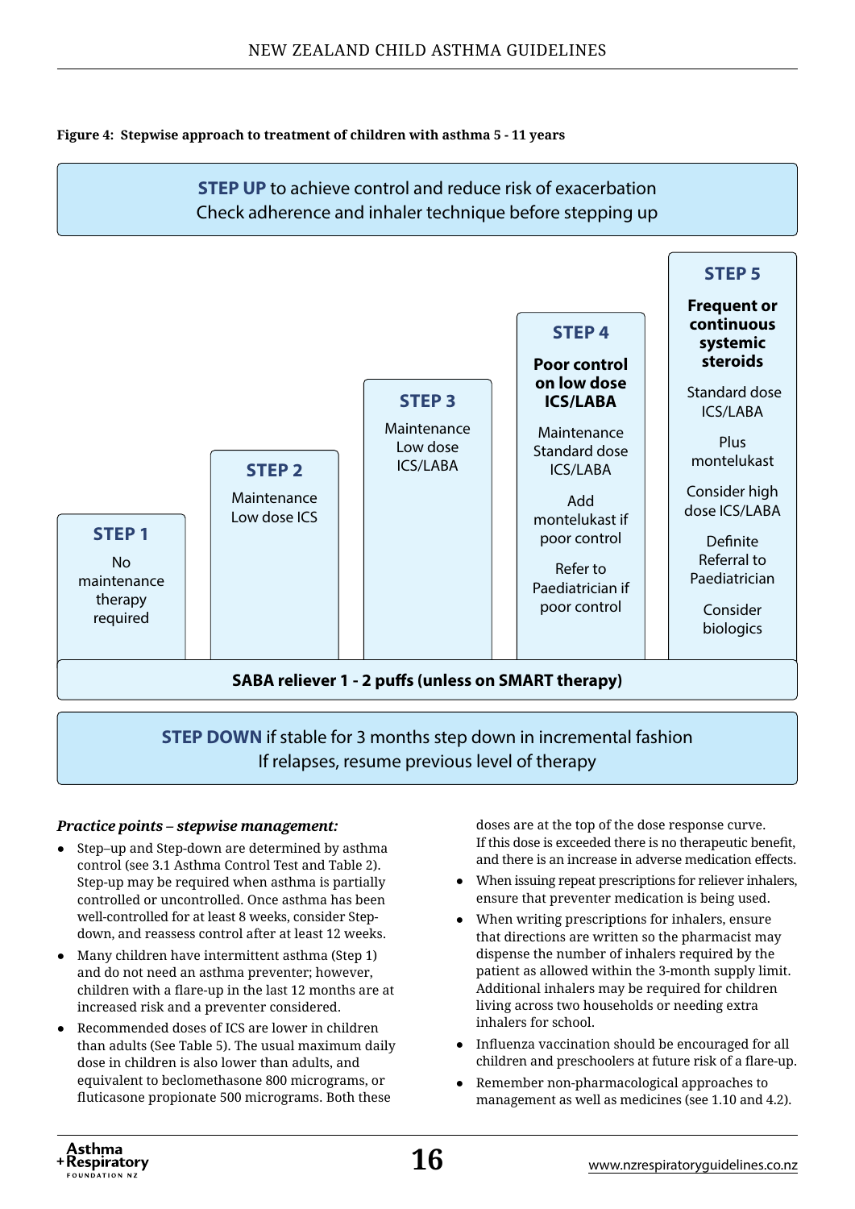**Figure 4: Stepwise approach to treatment of children with asthma 5 - 11 years**

**STEP UP** to achieve control and reduce risk of exacerbation
Check adherence and inhaler technique before stepping up

| STEP 1 | STEP 2 | STEP 3 | STEP 4 | STEP 5 |
|---|---|---|---|---|
| No maintenance therapy required | Maintenance Low dose ICS | Maintenance Low dose ICS/LABA | **Poor control on low dose ICS/LABA**<br>Maintenance Standard dose ICS/LABA<br>Add montelukast if poor control<br>Refer to Paediatrician if poor control | **Frequent or continuous systemic steroids**<br>Standard dose ICS/LABA<br>Plus montelukast<br>Consider high dose ICS/LABA<br>Definite Referral to Paediatrician<br>Consider biologics |

**SABA reliever 1 - 2 puffs (unless on SMART therapy)**

**STEP DOWN** if stable for 3 months step down in incremental fashion
If relapses, resume previous level of therapy

***Practice points – stepwise management:***

- Step–up and Step-down are determined by asthma control (see 3.1 Asthma Control Test and Table 2). Step-up may be required when asthma is partially controlled or uncontrolled. Once asthma has been well-controlled for at least 8 weeks, consider Step-down, and reassess control after at least 12 weeks.
- Many children have intermittent asthma (Step 1) and do not need an asthma preventer; however, children with a flare-up in the last 12 months are at increased risk and a preventer considered.
- Recommended doses of ICS are lower in children than adults (See Table 5). The usual maximum daily dose in children is also lower than adults, and equivalent to beclomethasone 800 micrograms, or fluticasone propionate 500 micrograms. Both these doses are at the top of the dose response curve. If this dose is exceeded there is no therapeutic benefit, and there is an increase in adverse medication effects.
- When issuing repeat prescriptions for reliever inhalers, ensure that preventer medication is being used.
- When writing prescriptions for inhalers, ensure that directions are written so the pharmacist may dispense the number of inhalers required by the patient as allowed within the 3-month supply limit. Additional inhalers may be required for children living across two households or needing extra inhalers for school.
- Influenza vaccination should be encouraged for all children and preschoolers at future risk of a flare-up.
- Remember non-pharmacological approaches to management as well as medicines (see 1.10 and 4.2).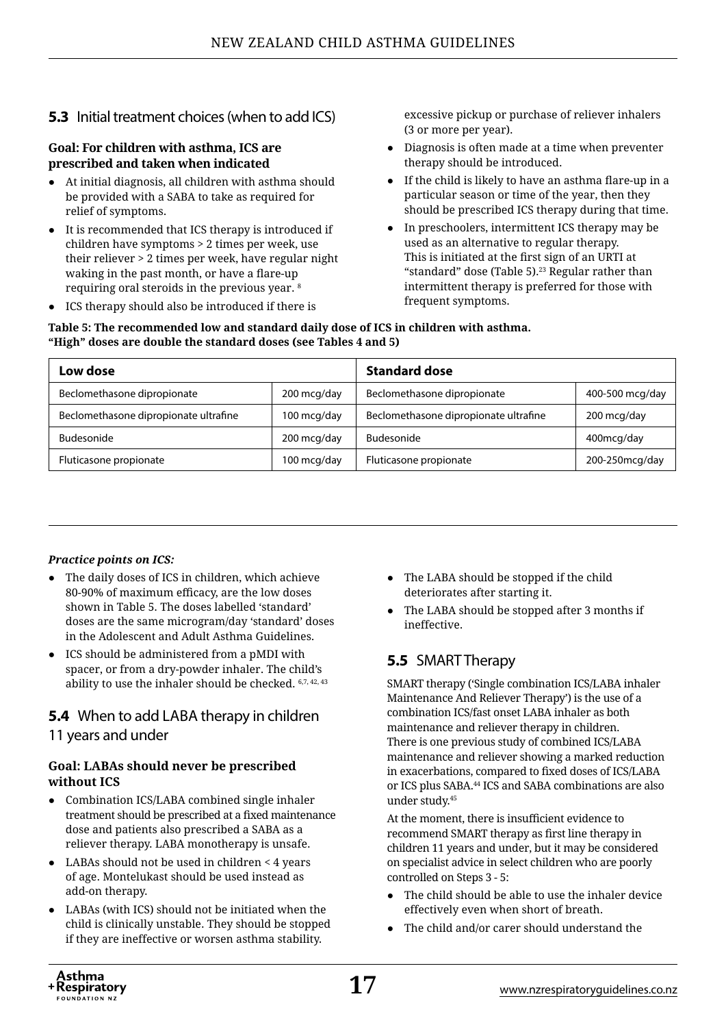## 5.3 Initial treatment choices (when to add ICS)

**Goal: For children with asthma, ICS are prescribed and taken when indicated**

- At initial diagnosis, all children with asthma should be provided with a SABA to take as required for relief of symptoms.
- It is recommended that ICS therapy is introduced if children have symptoms > 2 times per week, use their reliever > 2 times per week, have regular night waking in the past month, or have a flare-up requiring oral steroids in the previous year. [8]
- ICS therapy should also be introduced if there is excessive pickup or purchase of reliever inhalers (3 or more per year).
- Diagnosis is often made at a time when preventer therapy should be introduced.
- If the child is likely to have an asthma flare-up in a particular season or time of the year, then they should be prescribed ICS therapy during that time.
- In preschoolers, intermittent ICS therapy may be used as an alternative to regular therapy. This is initiated at the first sign of an URTI at "standard" dose (Table 5).[23] Regular rather than intermittent therapy is preferred for those with frequent symptoms.

**Table 5: The recommended low and standard daily dose of ICS in children with asthma. "High" doses are double the standard doses (see Tables 4 and 5)**

| Low dose | | Standard dose | |
|---|---|---|---|
| Beclomethasone dipropionate | 200 mcg/day | Beclomethasone dipropionate | 400-500 mcg/day |
| Beclomethasone dipropionate ultrafine | 100 mcg/day | Beclomethasone dipropionate ultrafine | 200 mcg/day |
| Budesonide | 200 mcg/day | Budesonide | 400mcg/day |
| Fluticasone propionate | 100 mcg/day | Fluticasone propionate | 200-250mcg/day |

***Practice points on ICS:***

- The daily doses of ICS in children, which achieve 80-90% of maximum efficacy, are the low doses shown in Table 5. The doses labelled 'standard' doses are the same microgram/day 'standard' doses in the Adolescent and Adult Asthma Guidelines.
- ICS should be administered from a pMDI with spacer, or from a dry-powder inhaler. The child's ability to use the inhaler should be checked. [6,7,42,43]

## 5.4 When to add LABA therapy in children 11 years and under

**Goal: LABAs should never be prescribed without ICS**

- Combination ICS/LABA combined single inhaler treatment should be prescribed at a fixed maintenance dose and patients also prescribed a SABA as a reliever therapy. LABA monotherapy is unsafe.
- LABAs should not be used in children < 4 years of age. Montelukast should be used instead as add-on therapy.
- LABAs (with ICS) should not be initiated when the child is clinically unstable. They should be stopped if they are ineffective or worsen asthma stability.
- The LABA should be stopped if the child deteriorates after starting it.
- The LABA should be stopped after 3 months if ineffective.

## 5.5 SMART Therapy

SMART therapy ('Single combination ICS/LABA inhaler Maintenance And Reliever Therapy') is the use of a combination ICS/fast onset LABA inhaler as both maintenance and reliever therapy in children. There is one previous study of combined ICS/LABA maintenance and reliever showing a marked reduction in exacerbations, compared to fixed doses of ICS/LABA or ICS plus SABA.[44] ICS and SABA combinations are also under study.[45]

At the moment, there is insufficient evidence to recommend SMART therapy as first line therapy in children 11 years and under, but it may be considered on specialist advice in select children who are poorly controlled on Steps 3 - 5:

- The child should be able to use the inhaler device effectively even when short of breath.
- The child and/or carer should understand the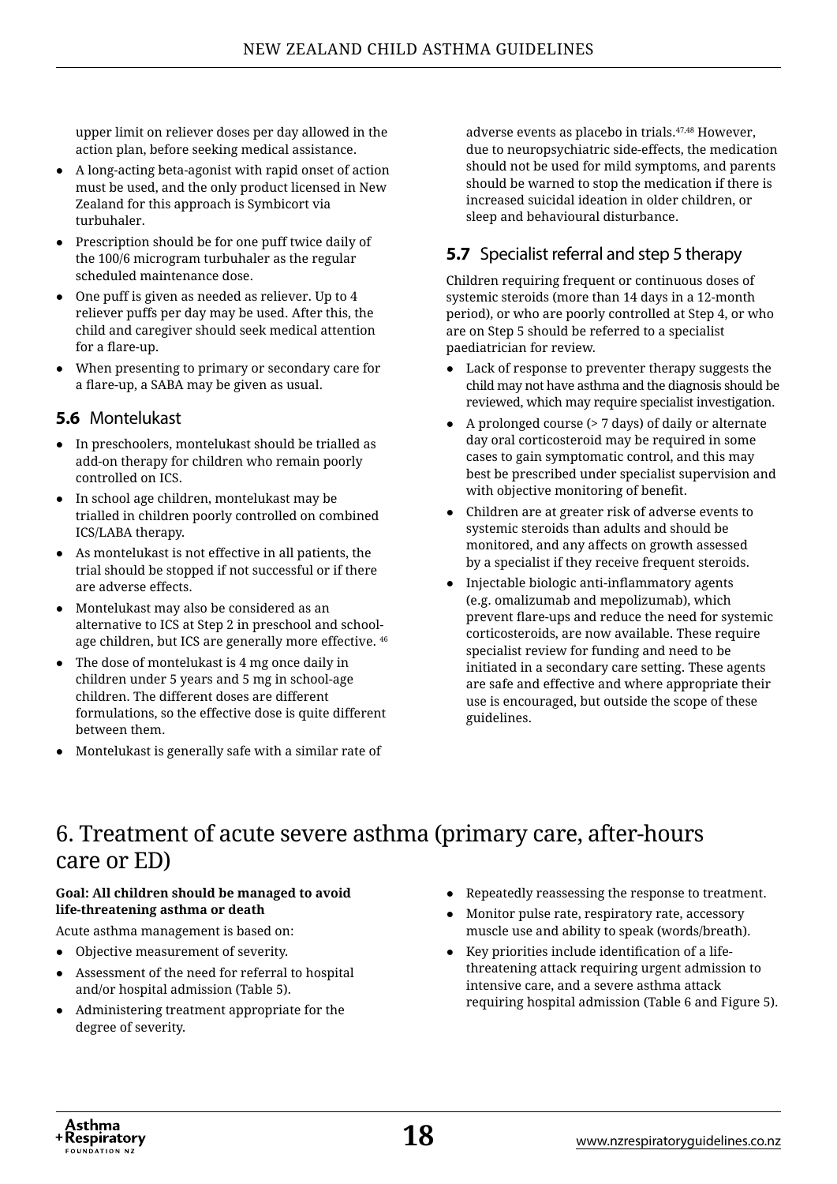upper limit on reliever doses per day allowed in the action plan, before seeking medical assistance.

- A long-acting beta-agonist with rapid onset of action must be used, and the only product licensed in New Zealand for this approach is Symbicort via turbuhaler.
- Prescription should be for one puff twice daily of the 100/6 microgram turbuhaler as the regular scheduled maintenance dose.
- One puff is given as needed as reliever. Up to 4 reliever puffs per day may be used. After this, the child and caregiver should seek medical attention for a flare-up.
- When presenting to primary or secondary care for a flare-up, a SABA may be given as usual.

### 5.6 Montelukast

- In preschoolers, montelukast should be trialled as add-on therapy for children who remain poorly controlled on ICS.
- In school age children, montelukast may be trialled in children poorly controlled on combined ICS/LABA therapy.
- As montelukast is not effective in all patients, the trial should be stopped if not successful or if there are adverse effects.
- Montelukast may also be considered as an alternative to ICS at Step 2 in preschool and school-age children, but ICS are generally more effective. [46]
- The dose of montelukast is 4 mg once daily in children under 5 years and 5 mg in school-age children. The different doses are different formulations, so the effective dose is quite different between them.
- Montelukast is generally safe with a similar rate of adverse events as placebo in trials.[47,48] However, due to neuropsychiatric side-effects, the medication should not be used for mild symptoms, and parents should be warned to stop the medication if there is increased suicidal ideation in older children, or sleep and behavioural disturbance.

### 5.7 Specialist referral and step 5 therapy

Children requiring frequent or continuous doses of systemic steroids (more than 14 days in a 12-month period), or who are poorly controlled at Step 4, or who are on Step 5 should be referred to a specialist paediatrician for review.

- Lack of response to preventer therapy suggests the child may not have asthma and the diagnosis should be reviewed, which may require specialist investigation.
- A prolonged course (> 7 days) of daily or alternate day oral corticosteroid may be required in some cases to gain symptomatic control, and this may best be prescribed under specialist supervision and with objective monitoring of benefit.
- Children are at greater risk of adverse events to systemic steroids than adults and should be monitored, and any affects on growth assessed by a specialist if they receive frequent steroids.
- Injectable biologic anti-inflammatory agents (e.g. omalizumab and mepolizumab), which prevent flare-ups and reduce the need for systemic corticosteroids, are now available. These require specialist review for funding and need to be initiated in a secondary care setting. These agents are safe and effective and where appropriate their use is encouraged, but outside the scope of these guidelines.

# 6. Treatment of acute severe asthma (primary care, after-hours care or ED)

**Goal: All children should be managed to avoid life-threatening asthma or death**

Acute asthma management is based on:

- Objective measurement of severity.
- Assessment of the need for referral to hospital and/or hospital admission (Table 5).
- Administering treatment appropriate for the degree of severity.
- Repeatedly reassessing the response to treatment.
- Monitor pulse rate, respiratory rate, accessory muscle use and ability to speak (words/breath).
- Key priorities include identification of a life-threatening attack requiring urgent admission to intensive care, and a severe asthma attack requiring hospital admission (Table 6 and Figure 5).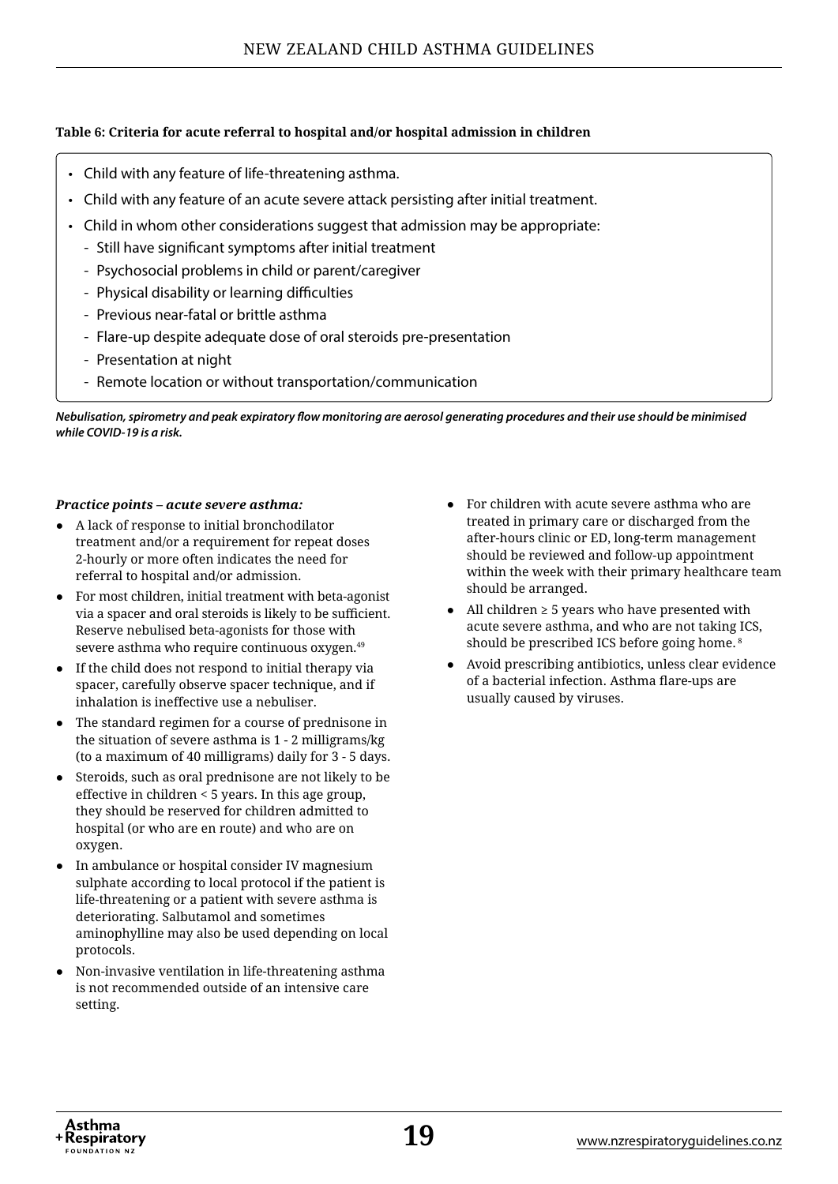**Table 6: Criteria for acute referral to hospital and/or hospital admission in children**

- Child with any feature of life-threatening asthma.
- Child with any feature of an acute severe attack persisting after initial treatment.
- Child in whom other considerations suggest that admission may be appropriate:
  - Still have significant symptoms after initial treatment
  - Psychosocial problems in child or parent/caregiver
  - Physical disability or learning difficulties
  - Previous near-fatal or brittle asthma
  - Flare-up despite adequate dose of oral steroids pre-presentation
  - Presentation at night
  - Remote location or without transportation/communication

***Nebulisation, spirometry and peak expiratory flow monitoring are aerosol generating procedures and their use should be minimised while COVID-19 is a risk.***

***Practice points – acute severe asthma:***

- A lack of response to initial bronchodilator treatment and/or a requirement for repeat doses 2-hourly or more often indicates the need for referral to hospital and/or admission.
- For most children, initial treatment with beta-agonist via a spacer and oral steroids is likely to be sufficient. Reserve nebulised beta-agonists for those with severe asthma who require continuous oxygen.[49]
- If the child does not respond to initial therapy via spacer, carefully observe spacer technique, and if inhalation is ineffective use a nebuliser.
- The standard regimen for a course of prednisone in the situation of severe asthma is 1 - 2 milligrams/kg (to a maximum of 40 milligrams) daily for 3 - 5 days.
- Steroids, such as oral prednisone are not likely to be effective in children < 5 years. In this age group, they should be reserved for children admitted to hospital (or who are en route) and who are on oxygen.
- In ambulance or hospital consider IV magnesium sulphate according to local protocol if the patient is life-threatening or a patient with severe asthma is deteriorating. Salbutamol and sometimes aminophylline may also be used depending on local protocols.
- Non-invasive ventilation in life-threatening asthma is not recommended outside of an intensive care setting.
- For children with acute severe asthma who are treated in primary care or discharged from the after-hours clinic or ED, long-term management should be reviewed and follow-up appointment within the week with their primary healthcare team should be arranged.
- All children ≥ 5 years who have presented with acute severe asthma, and who are not taking ICS, should be prescribed ICS before going home.[8]
- Avoid prescribing antibiotics, unless clear evidence of a bacterial infection. Asthma flare-ups are usually caused by viruses.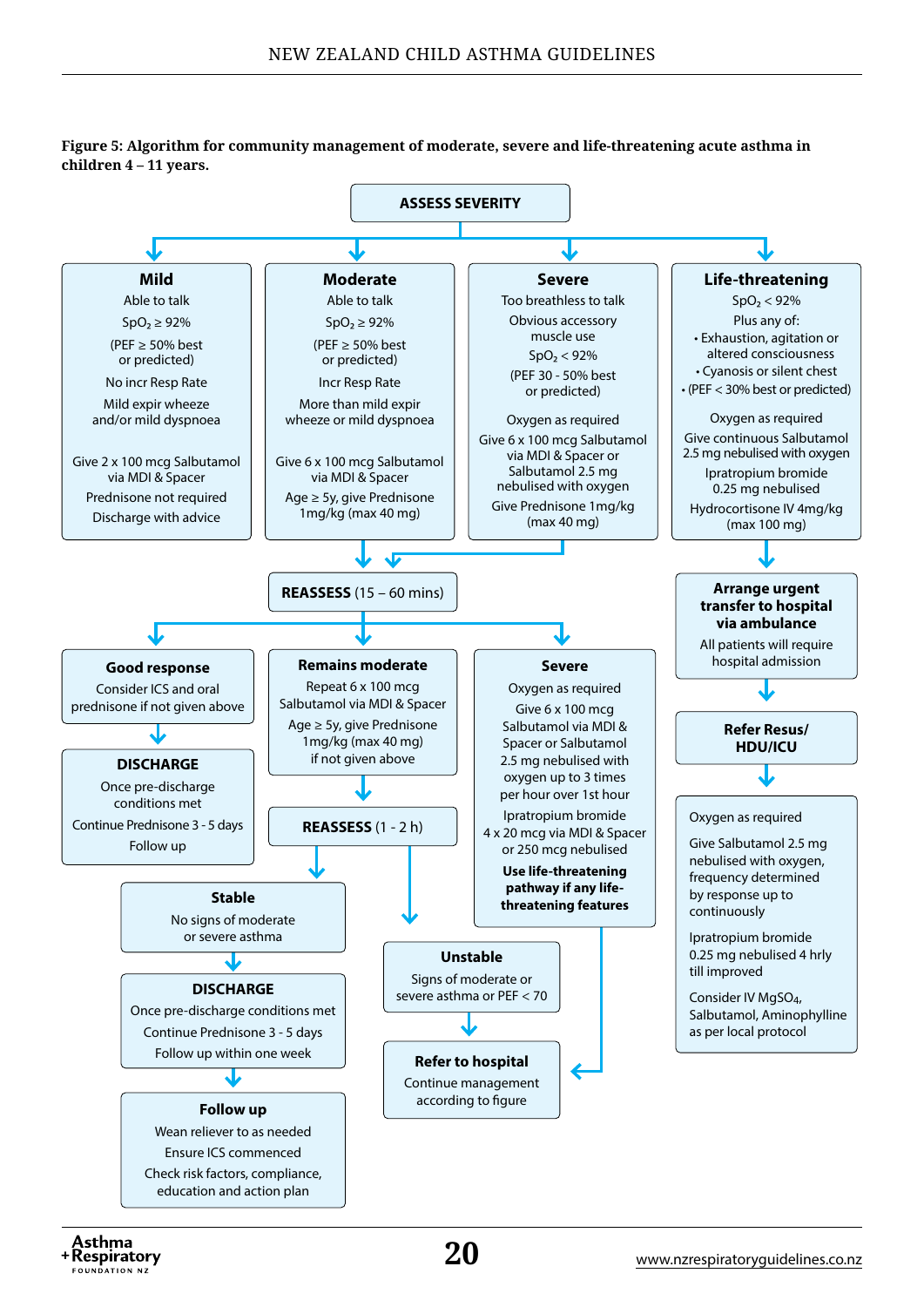**Figure 5: Algorithm for community management of moderate, severe and life-threatening acute asthma in children 4 – 11 years.**

**ASSESS SEVERITY**

**Mild**
Able to talk
$SpO_2 \geq 92\%$
(PEF ≥ 50% best or predicted)
No incr Resp Rate
Mild expir wheeze and/or mild dyspnoea

Give 2 x 100 mcg Salbutamol via MDI & Spacer
Prednisone not required
Discharge with advice

**Moderate**
Able to talk
$SpO_2 \geq 92\%$
(PEF ≥ 50% best or predicted)
Incr Resp Rate
More than mild expir wheeze or mild dyspnoea

Give 6 x 100 mcg Salbutamol via MDI & Spacer
Age ≥ 5y, give Prednisone 1mg/kg (max 40 mg)

**Severe**
Too breathless to talk
Obvious accessory muscle use
$SpO_2 < 92\%$
(PEF 30 - 50% best or predicted)

Oxygen as required
Give 6 x 100 mcg Salbutamol via MDI & Spacer or Salbutamol 2.5 mg nebulised with oxygen
Give Prednisone 1mg/kg (max 40 mg)

**Life-threatening**
$SpO_2 < 92\%$
Plus any of:
- Exhaustion, agitation or altered consciousness
- Cyanosis or silent chest
- (PEF < 30% best or predicted)

Oxygen as required
Give continuous Salbutamol 2.5 mg nebulised with oxygen
Ipratropium bromide 0.25 mg nebulised
Hydrocortisone IV 4mg/kg (max 100 mg)

↓

**Arrange urgent transfer to hospital via ambulance**
All patients will require hospital admission

↓

**Refer Resus/ HDU/ICU**

↓

Oxygen as required
Give Salbutamol 2.5 mg nebulised with oxygen, frequency determined by response up to continuously
Ipratropium bromide 0.25 mg nebulised 4 hrly till improved
Consider IV $MgSO_4$, Salbutamol, Aminophylline as per local protocol

---

**REASSESS** (15 – 60 mins)

**Good response**
Consider ICS and oral prednisone if not given above

↓

**DISCHARGE**
Once pre-discharge conditions met
Continue Prednisone 3 - 5 days
Follow up

**Remains moderate**
Repeat 6 x 100 mcg Salbutamol via MDI & Spacer
Age ≥ 5y, give Prednisone 1mg/kg (max 40 mg) if not given above

↓

**REASSESS** (1 - 2 h)

**Severe**
Oxygen as required
Give 6 x 100 mcg Salbutamol via MDI & Spacer or Salbutamol 2.5 mg nebulised with oxygen up to 3 times per hour over 1st hour
Ipratropium bromide 4 x 20 mcg via MDI & Spacer or 250 mcg nebulised
**Use life-threatening pathway if any life-threatening features**

↓ (to Refer to hospital)

---

**Stable**
No signs of moderate or severe asthma

↓

**DISCHARGE**
Once pre-discharge conditions met
Continue Prednisone 3 - 5 days
Follow up within one week

↓

**Follow up**
Wean reliever to as needed
Ensure ICS commenced
Check risk factors, compliance, education and action plan

**Unstable**
Signs of moderate or severe asthma or PEF < 70

↓

**Refer to hospital**
Continue management according to figure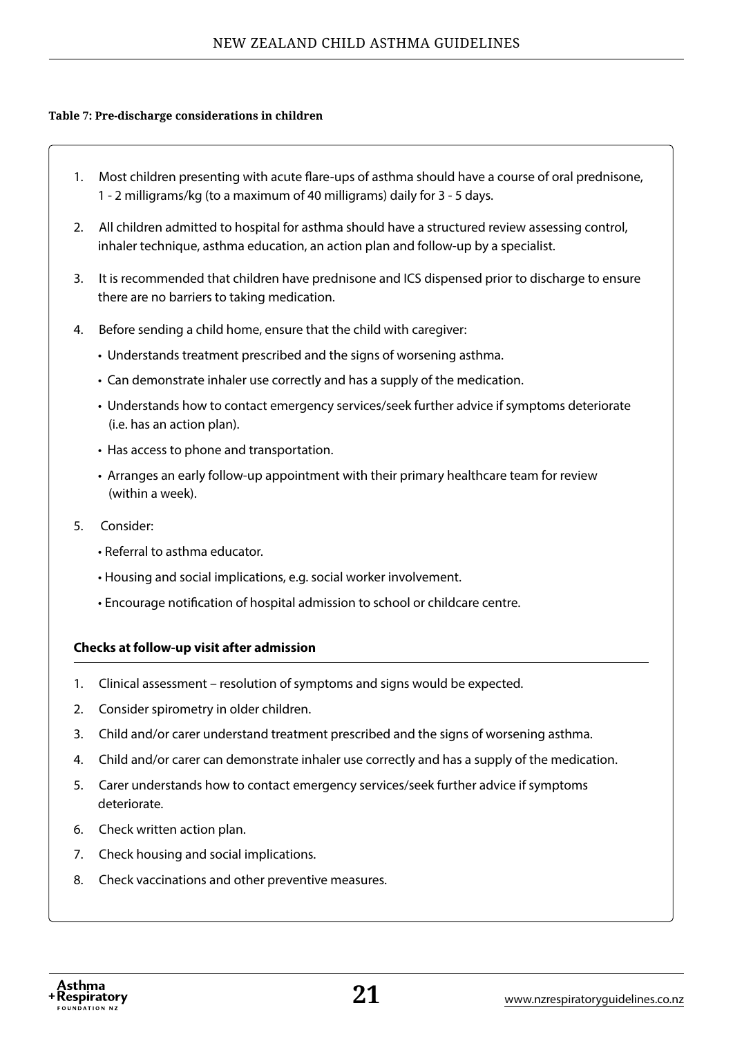**Table 7: Pre-discharge considerations in children**

1. Most children presenting with acute flare-ups of asthma should have a course of oral prednisone, 1 - 2 milligrams/kg (to a maximum of 40 milligrams) daily for 3 - 5 days.
2. All children admitted to hospital for asthma should have a structured review assessing control, inhaler technique, asthma education, an action plan and follow-up by a specialist.
3. It is recommended that children have prednisone and ICS dispensed prior to discharge to ensure there are no barriers to taking medication.
4. Before sending a child home, ensure that the child with caregiver:
   - Understands treatment prescribed and the signs of worsening asthma.
   - Can demonstrate inhaler use correctly and has a supply of the medication.
   - Understands how to contact emergency services/seek further advice if symptoms deteriorate (i.e. has an action plan).
   - Has access to phone and transportation.
   - Arranges an early follow-up appointment with their primary healthcare team for review (within a week).
5. Consider:
   - Referral to asthma educator.
   - Housing and social implications, e.g. social worker involvement.
   - Encourage notification of hospital admission to school or childcare centre.

**Checks at follow-up visit after admission**

1. Clinical assessment – resolution of symptoms and signs would be expected.
2. Consider spirometry in older children.
3. Child and/or carer understand treatment prescribed and the signs of worsening asthma.
4. Child and/or carer can demonstrate inhaler use correctly and has a supply of the medication.
5. Carer understands how to contact emergency services/seek further advice if symptoms deteriorate.
6. Check written action plan.
7. Check housing and social implications.
8. Check vaccinations and other preventive measures.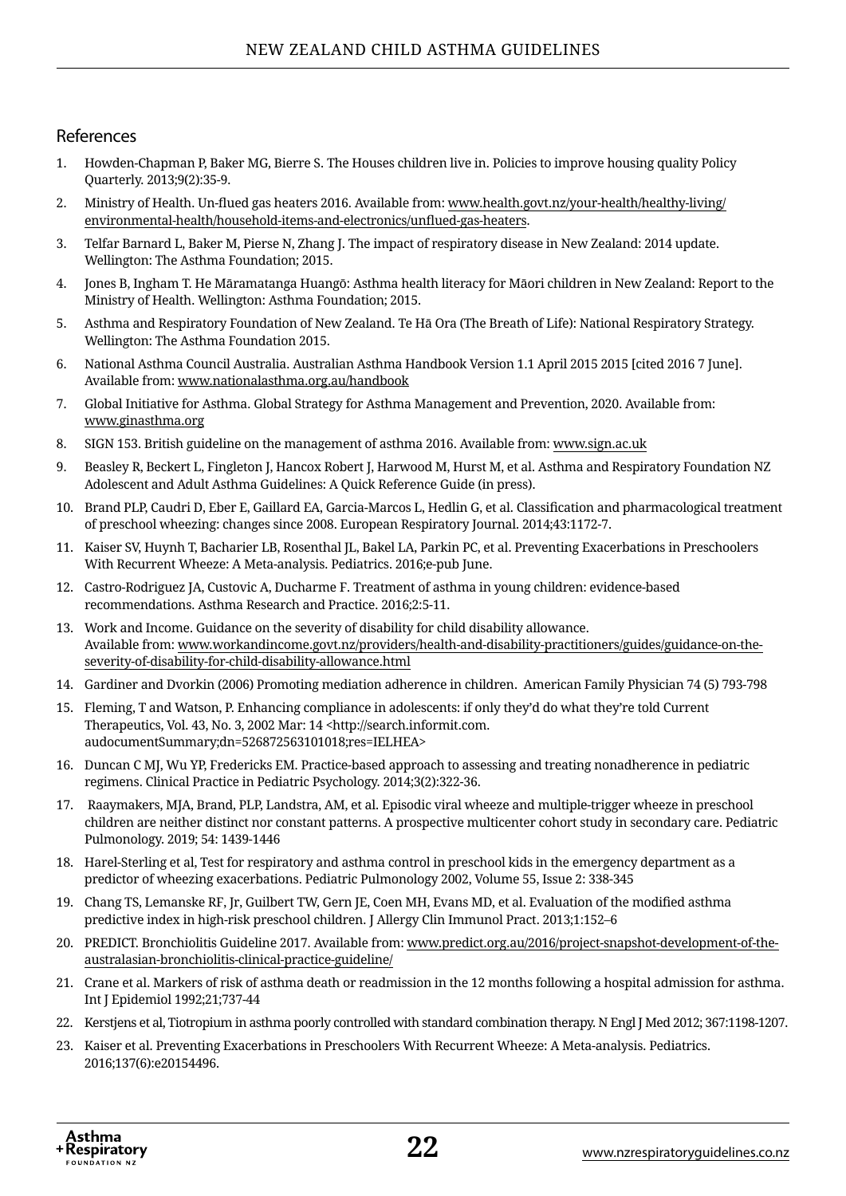## References

1. Howden-Chapman P, Baker MG, Bierre S. The Houses children live in. Policies to improve housing quality Policy Quarterly. 2013;9(2):35-9.
2. Ministry of Health. Un-flued gas heaters 2016. Available from: www.health.govt.nz/your-health/healthy-living/environmental-health/household-items-and-electronics/unflued-gas-heaters.
3. Telfar Barnard L, Baker M, Pierse N, Zhang J. The impact of respiratory disease in New Zealand: 2014 update. Wellington: The Asthma Foundation; 2015.
4. Jones B, Ingham T. He Māramatanga Huangō: Asthma health literacy for Māori children in New Zealand: Report to the Ministry of Health. Wellington: Asthma Foundation; 2015.
5. Asthma and Respiratory Foundation of New Zealand. Te Hā Ora (The Breath of Life): National Respiratory Strategy. Wellington: The Asthma Foundation 2015.
6. National Asthma Council Australia. Australian Asthma Handbook Version 1.1 April 2015 2015 [cited 2016 7 June]. Available from: www.nationalasthma.org.au/handbook
7. Global Initiative for Asthma. Global Strategy for Asthma Management and Prevention, 2020. Available from: www.ginasthma.org
8. SIGN 153. British guideline on the management of asthma 2016. Available from: www.sign.ac.uk
9. Beasley R, Beckert L, Fingleton J, Hancox Robert J, Harwood M, Hurst M, et al. Asthma and Respiratory Foundation NZ Adolescent and Adult Asthma Guidelines: A Quick Reference Guide (in press).
10. Brand PLP, Caudri D, Eber E, Gaillard EA, Garcia-Marcos L, Hedlin G, et al. Classification and pharmacological treatment of preschool wheezing: changes since 2008. European Respiratory Journal. 2014;43:1172-7.
11. Kaiser SV, Huynh T, Bacharier LB, Rosenthal JL, Bakel LA, Parkin PC, et al. Preventing Exacerbations in Preschoolers With Recurrent Wheeze: A Meta-analysis. Pediatrics. 2016;e-pub June.
12. Castro-Rodriguez JA, Custovic A, Ducharme F. Treatment of asthma in young children: evidence-based recommendations. Asthma Research and Practice. 2016;2:5-11.
13. Work and Income. Guidance on the severity of disability for child disability allowance. Available from: www.workandincome.govt.nz/providers/health-and-disability-practitioners/guides/guidance-on-the-severity-of-disability-for-child-disability-allowance.html
14. Gardiner and Dvorkin (2006) Promoting mediation adherence in children. American Family Physician 74 (5) 793-798
15. Fleming, T and Watson, P. Enhancing compliance in adolescents: if only they'd do what they're told Current Therapeutics, Vol. 43, No. 3, 2002 Mar: 14 <http://search.informit.com.audocumentSummary;dn=526872563101018;res=IELHEA>
16. Duncan C MJ, Wu YP, Fredericks EM. Practice-based approach to assessing and treating nonadherence in pediatric regimens. Clinical Practice in Pediatric Psychology. 2014;3(2):322-36.
17. Raaymakers, MJA, Brand, PLP, Landstra, AM, et al. Episodic viral wheeze and multiple-trigger wheeze in preschool children are neither distinct nor constant patterns. A prospective multicenter cohort study in secondary care. Pediatric Pulmonology. 2019; 54: 1439-1446
18. Harel-Sterling et al, Test for respiratory and asthma control in preschool kids in the emergency department as a predictor of wheezing exacerbations. Pediatric Pulmonology 2002, Volume 55, Issue 2: 338-345
19. Chang TS, Lemanske RF, Jr, Guilbert TW, Gern JE, Coen MH, Evans MD, et al. Evaluation of the modified asthma predictive index in high-risk preschool children. J Allergy Clin Immunol Pract. 2013;1:152–6
20. PREDICT. Bronchiolitis Guideline 2017. Available from: www.predict.org.au/2016/project-snapshot-development-of-the-australasian-bronchiolitis-clinical-practice-guideline/
21. Crane et al. Markers of risk of asthma death or readmission in the 12 months following a hospital admission for asthma. Int J Epidemiol 1992;21;737-44
22. Kerstjens et al, Tiotropium in asthma poorly controlled with standard combination therapy. N Engl J Med 2012; 367:1198-1207.
23. Kaiser et al. Preventing Exacerbations in Preschoolers With Recurrent Wheeze: A Meta-analysis. Pediatrics. 2016;137(6):e20154496.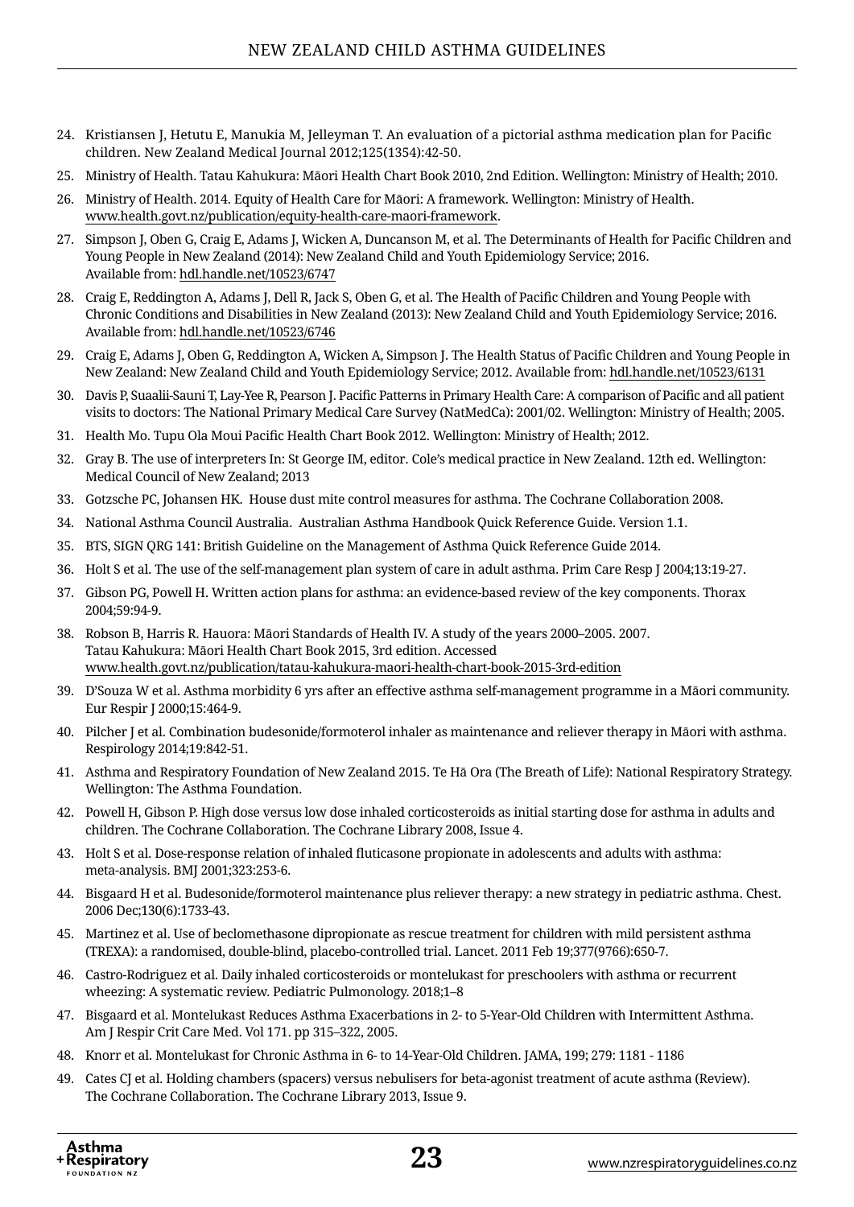24. Kristiansen J, Hetutu E, Manukia M, Jelleyman T. An evaluation of a pictorial asthma medication plan for Pacific children. New Zealand Medical Journal 2012;125(1354):42-50.
25. Ministry of Health. Tatau Kahukura: Māori Health Chart Book 2010, 2nd Edition. Wellington: Ministry of Health; 2010.
26. Ministry of Health. 2014. Equity of Health Care for Māori: A framework. Wellington: Ministry of Health. www.health.govt.nz/publication/equity-health-care-maori-framework.
27. Simpson J, Oben G, Craig E, Adams J, Wicken A, Duncanson M, et al. The Determinants of Health for Pacific Children and Young People in New Zealand (2014): New Zealand Child and Youth Epidemiology Service; 2016. Available from: hdl.handle.net/10523/6747
28. Craig E, Reddington A, Adams J, Dell R, Jack S, Oben G, et al. The Health of Pacific Children and Young People with Chronic Conditions and Disabilities in New Zealand (2013): New Zealand Child and Youth Epidemiology Service; 2016. Available from: hdl.handle.net/10523/6746
29. Craig E, Adams J, Oben G, Reddington A, Wicken A, Simpson J. The Health Status of Pacific Children and Young People in New Zealand: New Zealand Child and Youth Epidemiology Service; 2012. Available from: hdl.handle.net/10523/6131
30. Davis P, Suaalii-Sauni T, Lay-Yee R, Pearson J. Pacific Patterns in Primary Health Care: A comparison of Pacific and all patient visits to doctors: The National Primary Medical Care Survey (NatMedCa): 2001/02. Wellington: Ministry of Health; 2005.
31. Health Mo. Tupu Ola Moui Pacific Health Chart Book 2012. Wellington: Ministry of Health; 2012.
32. Gray B. The use of interpreters In: St George IM, editor. Cole's medical practice in New Zealand. 12th ed. Wellington: Medical Council of New Zealand; 2013
33. Gotzsche PC, Johansen HK. House dust mite control measures for asthma. The Cochrane Collaboration 2008.
34. National Asthma Council Australia. Australian Asthma Handbook Quick Reference Guide. Version 1.1.
35. BTS, SIGN QRG 141: British Guideline on the Management of Asthma Quick Reference Guide 2014.
36. Holt S et al. The use of the self-management plan system of care in adult asthma. Prim Care Resp J 2004;13:19-27.
37. Gibson PG, Powell H. Written action plans for asthma: an evidence-based review of the key components. Thorax 2004;59:94-9.
38. Robson B, Harris R. Hauora: Māori Standards of Health IV. A study of the years 2000–2005. 2007. Tatau Kahukura: Māori Health Chart Book 2015, 3rd edition. Accessed www.health.govt.nz/publication/tatau-kahukura-maori-health-chart-book-2015-3rd-edition
39. D'Souza W et al. Asthma morbidity 6 yrs after an effective asthma self-management programme in a Māori community. Eur Respir J 2000;15:464-9.
40. Pilcher J et al. Combination budesonide/formoterol inhaler as maintenance and reliever therapy in Māori with asthma. Respirology 2014;19:842-51.
41. Asthma and Respiratory Foundation of New Zealand 2015. Te Hā Ora (The Breath of Life): National Respiratory Strategy. Wellington: The Asthma Foundation.
42. Powell H, Gibson P. High dose versus low dose inhaled corticosteroids as initial starting dose for asthma in adults and children. The Cochrane Collaboration. The Cochrane Library 2008, Issue 4.
43. Holt S et al. Dose-response relation of inhaled fluticasone propionate in adolescents and adults with asthma: meta-analysis. BMJ 2001;323:253-6.
44. Bisgaard H et al. Budesonide/formoterol maintenance plus reliever therapy: a new strategy in pediatric asthma. Chest. 2006 Dec;130(6):1733-43.
45. Martinez et al. Use of beclomethasone dipropionate as rescue treatment for children with mild persistent asthma (TREXA): a randomised, double-blind, placebo-controlled trial. Lancet. 2011 Feb 19;377(9766):650-7.
46. Castro-Rodriguez et al. Daily inhaled corticosteroids or montelukast for preschoolers with asthma or recurrent wheezing: A systematic review. Pediatric Pulmonology. 2018;1–8
47. Bisgaard et al. Montelukast Reduces Asthma Exacerbations in 2- to 5-Year-Old Children with Intermittent Asthma. Am J Respir Crit Care Med. Vol 171. pp 315–322, 2005.
48. Knorr et al. Montelukast for Chronic Asthma in 6- to 14-Year-Old Children. JAMA, 199; 279: 1181 - 1186
49. Cates CJ et al. Holding chambers (spacers) versus nebulisers for beta-agonist treatment of acute asthma (Review). The Cochrane Collaboration. The Cochrane Library 2013, Issue 9.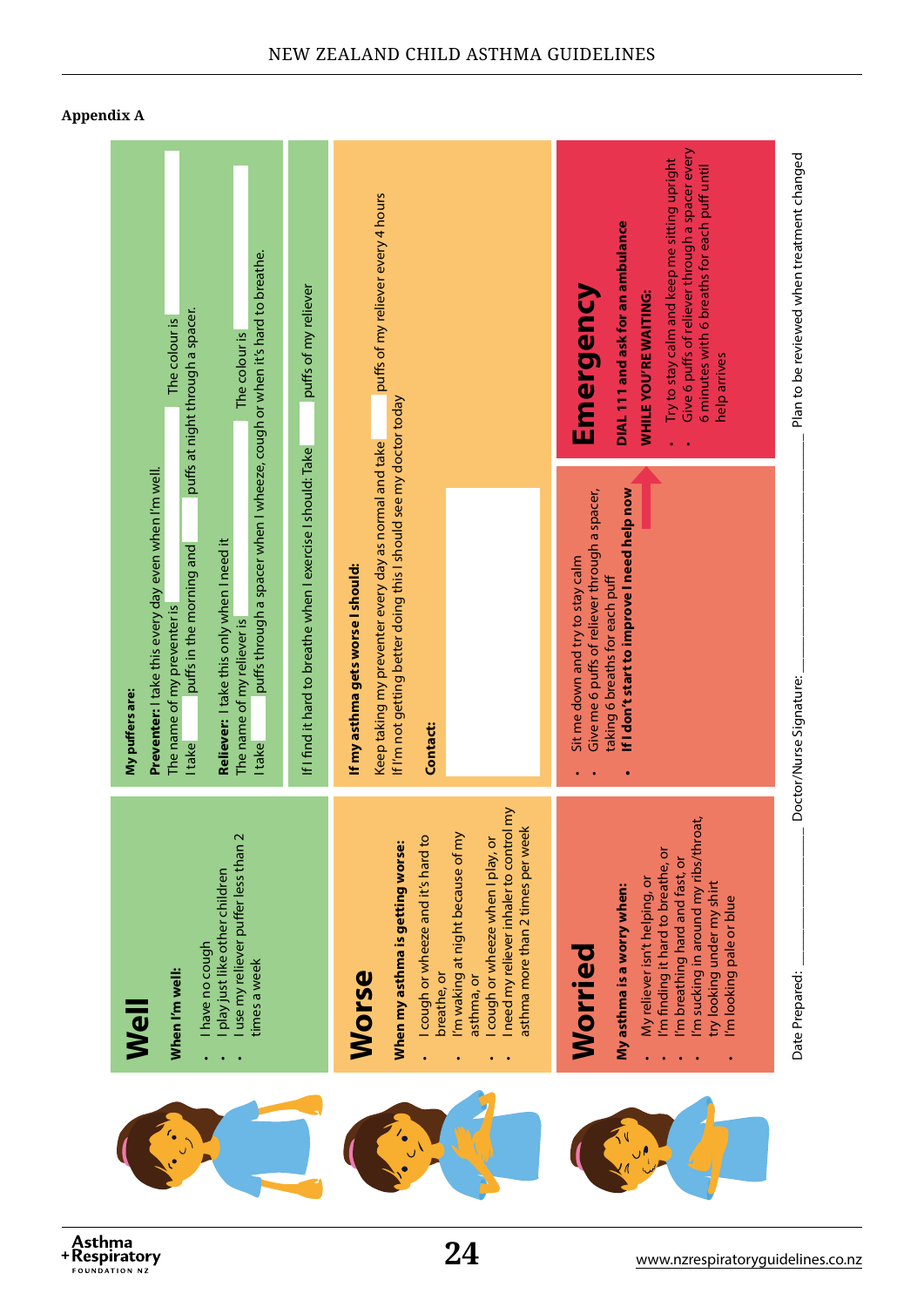**Appendix A**

## Well

**When I'm well:**

- I have no cough
- I play just like other children
- I use my reliever puffer less than 2 times a week

**My puffers are:**

**Preventer:** I take this every day even when I'm well.

The name of my preventer is ____________ The colour is ____________

I take ____ puffs in the morning and ____ puffs at night through a spacer.

**Reliever:** I take this only when I need it

The name of my reliever is ____________ The colour is ____________

I take ____ puffs through a spacer when I wheeze, cough or when it's hard to breathe.

If I find it hard to breathe when I exercise I should: Take ____ puffs of my reliever

## Worse

**When my asthma is getting worse:**

- I cough or wheeze and it's hard to breathe, or
- I'm waking at night because of my asthma, or
- I cough or wheeze when I play, or
- I need my reliever inhaler to control my asthma more than 2 times per week

**If my asthma gets worse I should:**

Keep taking my preventer every day as normal and take ____ puffs of my reliever every 4 hours

If I'm not getting better doing this I should see my doctor today

**Contact:** ____________

## Worried

**My asthma is a worry when:**

- My reliever isn't helping, or
- I'm finding it hard to breathe, or
- I'm breathing hard and fast, or
- I'm sucking in around my ribs/throat, try looking under my shirt
- I'm looking pale or blue

- Sit me down and try to stay calm
- Give me 6 puffs of reliever through a spacer, taking 6 breaths for each puff
- **If I don't start to improve I need help now**

## Emergency

**DIAL 111 and ask for an ambulance**

**WHILE YOU'RE WAITING:**

- Try to stay calm and keep me sitting upright
- Give 6 puffs of reliever through a spacer every 6 minutes with 6 breaths for each puff until help arrives

Date Prepared: ____________ Doctor/Nurse Signature: ____________ Plan to be reviewed when treatment changed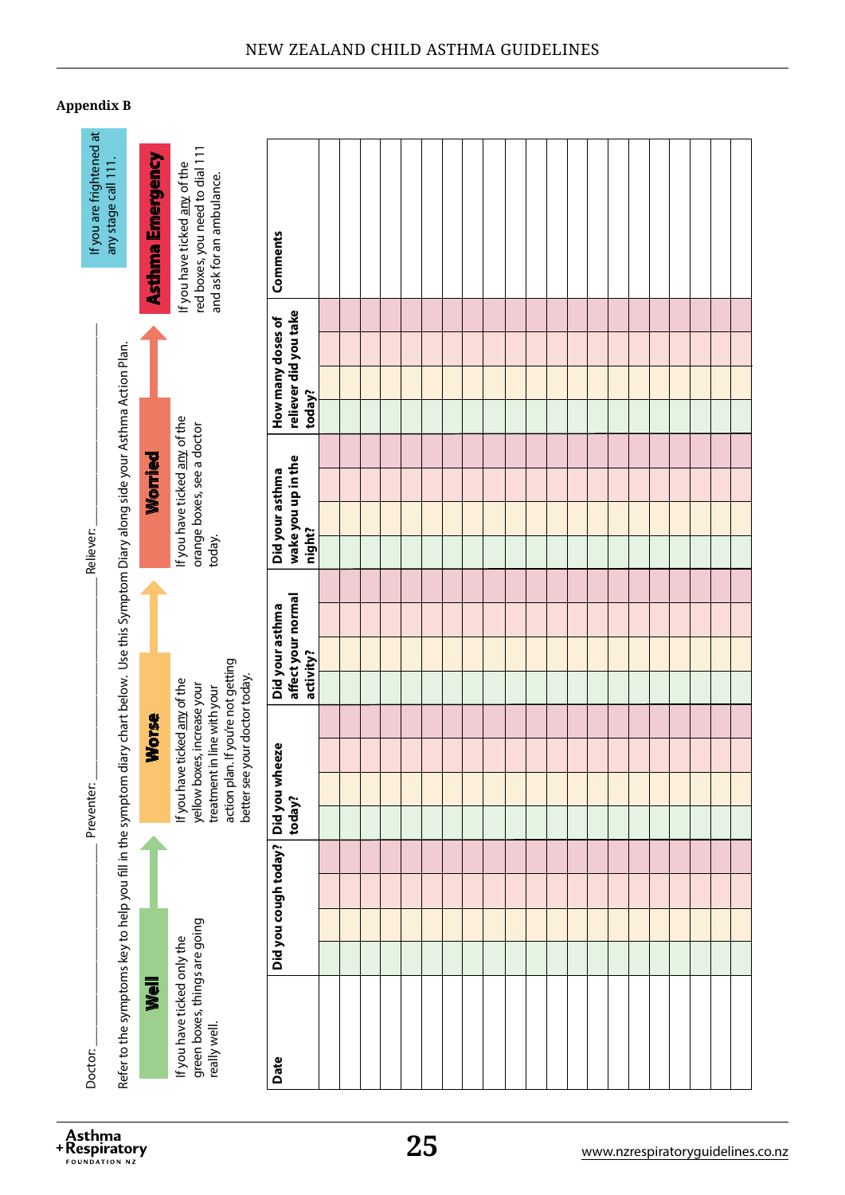## Appendix B

Doctor: \_\_\_\_\_\_\_\_\_\_\_\_\_\_\_\_ Preventer: \_\_\_\_\_\_\_\_\_\_\_\_\_\_\_\_ Reliever: \_\_\_\_\_\_\_\_\_\_\_\_\_\_\_\_

If you are frightened at any stage call 111.

Refer to the symptoms key to help you fill in the symptom diary chart below. Use this Symptom Diary along side your Asthma Action Plan.

**Well** – If you have ticked only the green boxes, things are going really well.

**Worse** – If you have ticked any of the yellow boxes, increase your treatment in line with your action plan. If you're not getting better see your doctor today.

**Worried** – If you have ticked any of the orange boxes, see a doctor today.

**Asthma Emergency** – If you have ticked any of the red boxes, you need to dial 111 and ask for an ambulance.

| Date | Did you cough today? | | | | Did you wheeze today? | | | | Did your asthma affect your normal activity? | | | | Did your asthma wake you up in the night? | | | | How many doses of reliever did you take today? | | | | Comments |
|---|---|---|---|---|---|---|---|---|---|---|---|---|---|---|---|---|---|---|---|---|---|
| | Green | Yellow | Orange | Red | Green | Yellow | Orange | Red | Green | Yellow | Orange | Red | Green | Yellow | Orange | Red | Green | Yellow | Orange | Red | |
| | | | | | | | | | | | | | | | | | | | | | |
| | | | | | | | | | | | | | | | | | | | | | |
| | | | | | | | | | | | | | | | | | | | | | |
| | | | | | | | | | | | | | | | | | | | | | |
| | | | | | | | | | | | | | | | | | | | | | |
| | | | | | | | | | | | | | | | | | | | | | |
| | | | | | | | | | | | | | | | | | | | | | |
| | | | | | | | | | | | | | | | | | | | | | |
| | | | | | | | | | | | | | | | | | | | | | |
| | | | | | | | | | | | | | | | | | | | | | |
| | | | | | | | | | | | | | | | | | | | | | |
| | | | | | | | | | | | | | | | | | | | | | |
| | | | | | | | | | | | | | | | | | | | | | |
| | | | | | | | | | | | | | | | | | | | | | |
| | | | | | | | | | | | | | | | | | | | | | |
| | | | | | | | | | | | | | | | | | | | | | |
| | | | | | | | | | | | | | | | | | | | | | |
| | | | | | | | | | | | | | | | | | | | | | |
| | | | | | | | | | | | | | | | | | | | | | |
| | | | | | | | | | | | | | | | | | | | | | |
| | | | | | | | | | | | | | | | | | | | | | |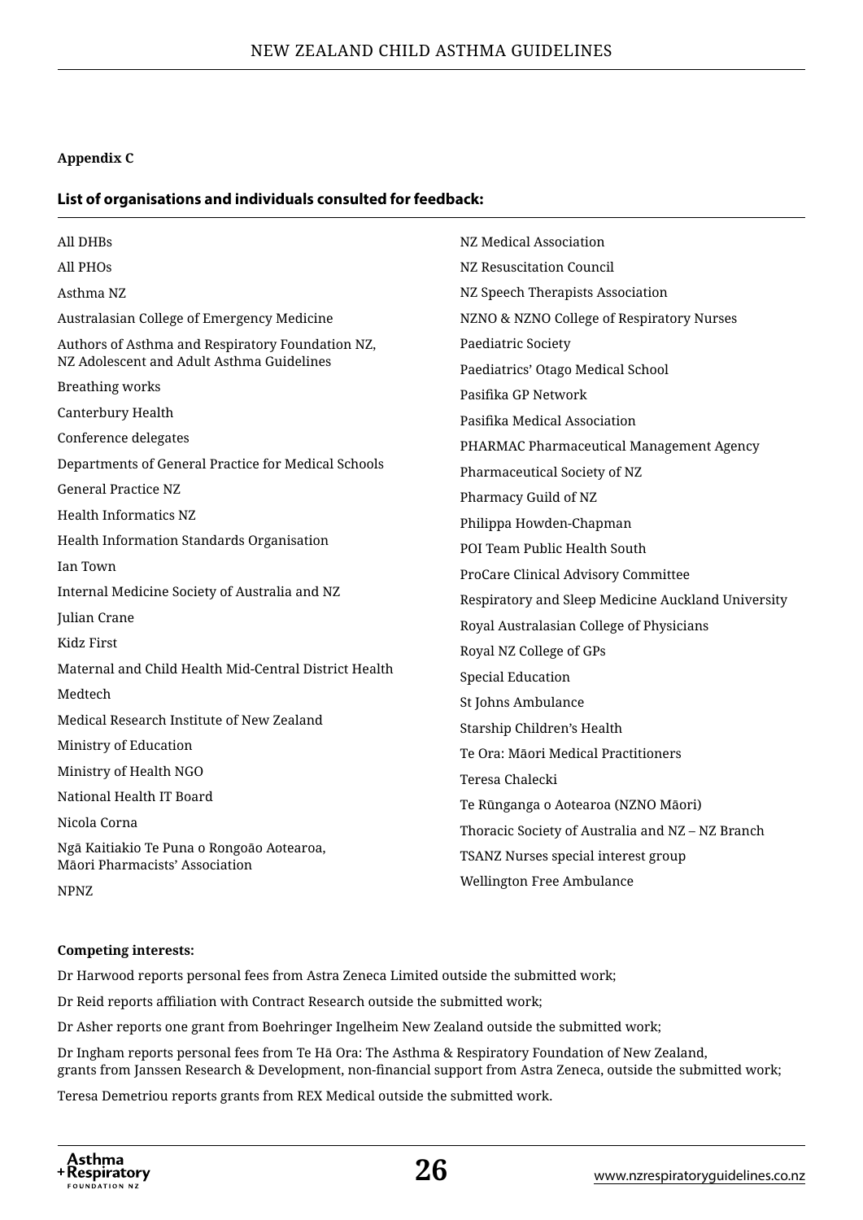**Appendix C**

**List of organisations and individuals consulted for feedback:**

All DHBs

All PHOs

Asthma NZ

Australasian College of Emergency Medicine

Authors of Asthma and Respiratory Foundation NZ, NZ Adolescent and Adult Asthma Guidelines

Breathing works

Canterbury Health

Conference delegates

Departments of General Practice for Medical Schools

General Practice NZ

Health Informatics NZ

Health Information Standards Organisation

Ian Town

Internal Medicine Society of Australia and NZ

Julian Crane

Kidz First

Maternal and Child Health Mid-Central District Health

Medtech

Medical Research Institute of New Zealand

Ministry of Education

Ministry of Health NGO

National Health IT Board

Nicola Corna

Ngā Kaitiakio Te Puna o Rongoāo Aotearoa, Māori Pharmacists' Association

NPNZ

NZ Medical Association

NZ Resuscitation Council

NZ Speech Therapists Association

NZNO & NZNO College of Respiratory Nurses

Paediatric Society

Paediatrics' Otago Medical School

Pasifika GP Network

Pasifika Medical Association

PHARMAC Pharmaceutical Management Agency

Pharmaceutical Society of NZ

Pharmacy Guild of NZ

Philippa Howden-Chapman

POI Team Public Health South

ProCare Clinical Advisory Committee

Respiratory and Sleep Medicine Auckland University

Royal Australasian College of Physicians

Royal NZ College of GPs

Special Education

St Johns Ambulance

Starship Children's Health

Te Ora: Māori Medical Practitioners

Teresa Chalecki

Te Rūnganga o Aotearoa (NZNO Māori)

Thoracic Society of Australia and NZ – NZ Branch

TSANZ Nurses special interest group

Wellington Free Ambulance

**Competing interests:**

Dr Harwood reports personal fees from Astra Zeneca Limited outside the submitted work;

Dr Reid reports affiliation with Contract Research outside the submitted work;

Dr Asher reports one grant from Boehringer Ingelheim New Zealand outside the submitted work;

Dr Ingham reports personal fees from Te Hā Ora: The Asthma & Respiratory Foundation of New Zealand, grants from Janssen Research & Development, non-financial support from Astra Zeneca, outside the submitted work;

Teresa Demetriou reports grants from REX Medical outside the submitted work.